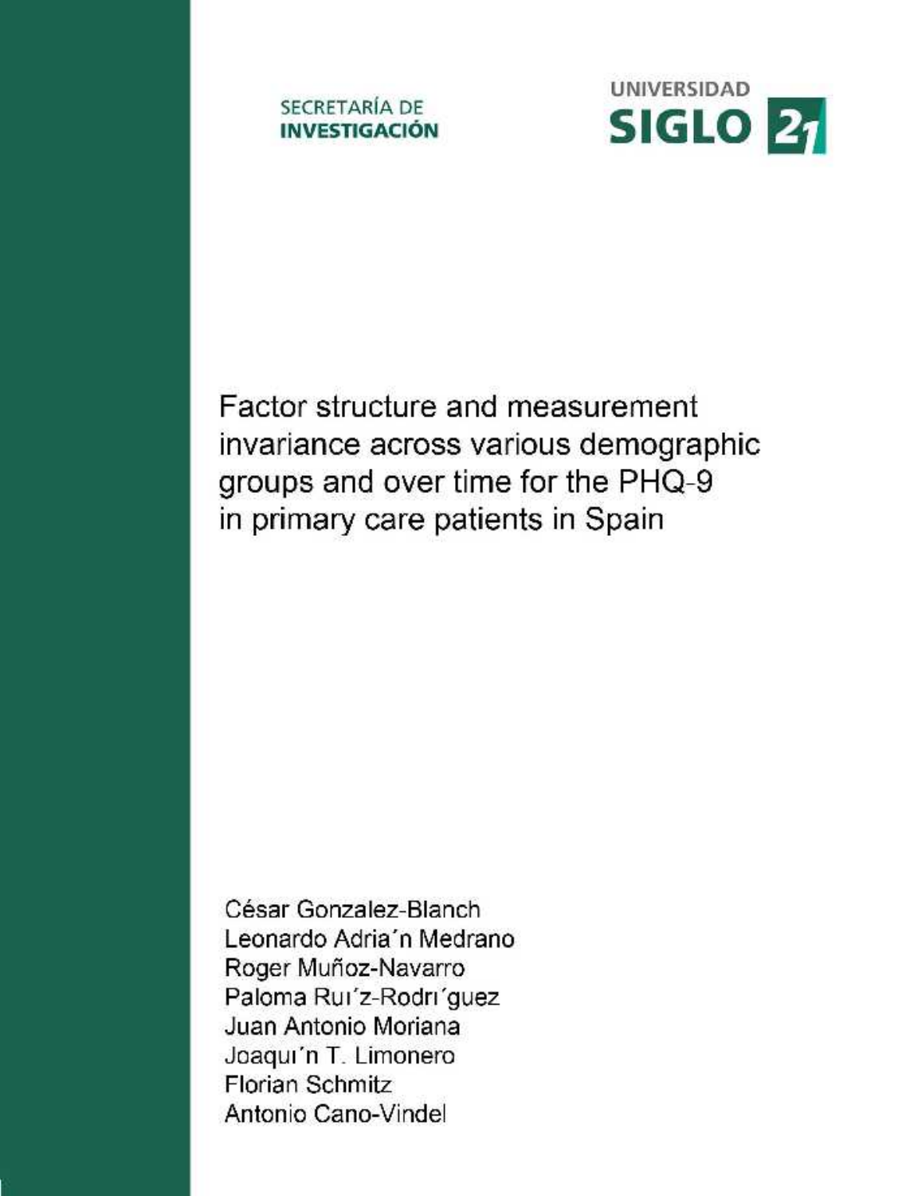SECRETARÍA DE
**INVESTIGACIÓN**

UNIVERSIDAD
**SIGLO 21**

# Factor structure and measurement invariance across various demographic groups and over time for the PHQ-9 in primary care patients in Spain

César Gonzalez-Blanch
Leonardo Adria´n Medrano
Roger Muñoz-Navarro
Paloma Rui´z-Rodri´guez
Juan Antonio Moriana
Joaqui´n T. Limonero
Florian Schmitz
Antonio Cano-Vindel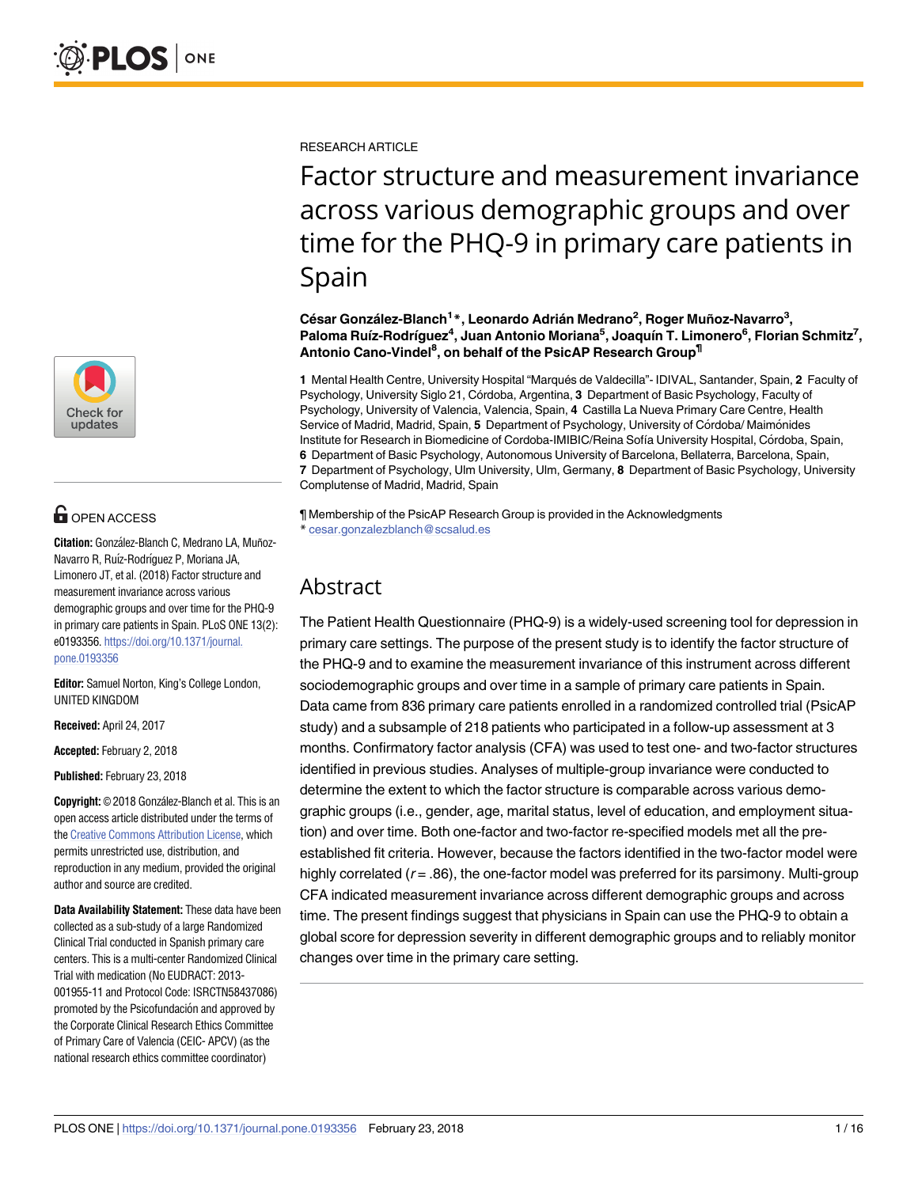RESEARCH ARTICLE

# Factor structure and measurement invariance across various demographic groups and over time for the PHQ-9 in primary care patients in Spain

**César González-Blanch[1]*, Leonardo Adrián Medrano[2], Roger Muñoz-Navarro[3], Paloma Ruíz-Rodríguez[4], Juan Antonio Moriana[5], Joaquín T. Limonero[6], Florian Schmitz[7], Antonio Cano-Vindel[8], on behalf of the PsicAP Research Group[¶]**

**1** Mental Health Centre, University Hospital "Marqués de Valdecilla"- IDIVAL, Santander, Spain, **2** Faculty of Psychology, University Siglo 21, Córdoba, Argentina, **3** Department of Basic Psychology, Faculty of Psychology, University of Valencia, Valencia, Spain, **4** Castilla La Nueva Primary Care Centre, Health Service of Madrid, Madrid, Spain, **5** Department of Psychology, University of Córdoba/ Maimónides Institute for Research in Biomedicine of Cordoba-IMIBIC/Reina Sofía University Hospital, Córdoba, Spain, **6** Department of Basic Psychology, Autonomous University of Barcelona, Bellaterra, Barcelona, Spain, **7** Department of Psychology, Ulm University, Ulm, Germany, **8** Department of Basic Psychology, University Complutense of Madrid, Madrid, Spain

¶ Membership of the PsicAP Research Group is provided in the Acknowledgments
* cesar.gonzalezblanch@scsalud.es

## Abstract

The Patient Health Questionnaire (PHQ-9) is a widely-used screening tool for depression in primary care settings. The purpose of the present study is to identify the factor structure of the PHQ-9 and to examine the measurement invariance of this instrument across different sociodemographic groups and over time in a sample of primary care patients in Spain. Data came from 836 primary care patients enrolled in a randomized controlled trial (PsicAP study) and a subsample of 218 patients who participated in a follow-up assessment at 3 months. Confirmatory factor analysis (CFA) was used to test one- and two-factor structures identified in previous studies. Analyses of multiple-group invariance were conducted to determine the extent to which the factor structure is comparable across various demographic groups (i.e., gender, age, marital status, level of education, and employment situation) and over time. Both one-factor and two-factor re-specified models met all the pre-established fit criteria. However, because the factors identified in the two-factor model were highly correlated ($r = .86$), the one-factor model was preferred for its parsimony. Multi-group CFA indicated measurement invariance across different demographic groups and across time. The present findings suggest that physicians in Spain can use the PHQ-9 to obtain a global score for depression severity in different demographic groups and to reliably monitor changes over time in the primary care setting.

OPEN ACCESS

**Citation:** González-Blanch C, Medrano LA, Muñoz-Navarro R, Ruíz-Rodríguez P, Moriana JA, Limonero JT, et al. (2018) Factor structure and measurement invariance across various demographic groups and over time for the PHQ-9 in primary care patients in Spain. PLoS ONE 13(2): e0193356. https://doi.org/10.1371/journal.pone.0193356

**Editor:** Samuel Norton, King's College London, UNITED KINGDOM

**Received:** April 24, 2017

**Accepted:** February 2, 2018

**Published:** February 23, 2018

**Copyright:** © 2018 González-Blanch et al. This is an open access article distributed under the terms of the Creative Commons Attribution License, which permits unrestricted use, distribution, and reproduction in any medium, provided the original author and source are credited.

**Data Availability Statement:** These data have been collected as a sub-study of a large Randomized Clinical Trial conducted in Spanish primary care centers. This is a multi-center Randomized Clinical Trial with medication (No EUDRACT: 2013-001955-11 and Protocol Code: ISRCTN58437086) promoted by the Psicofundación and approved by the Corporate Clinical Research Ethics Committee of Primary Care of Valencia (CEIC- APCV) (as the national research ethics committee coordinator)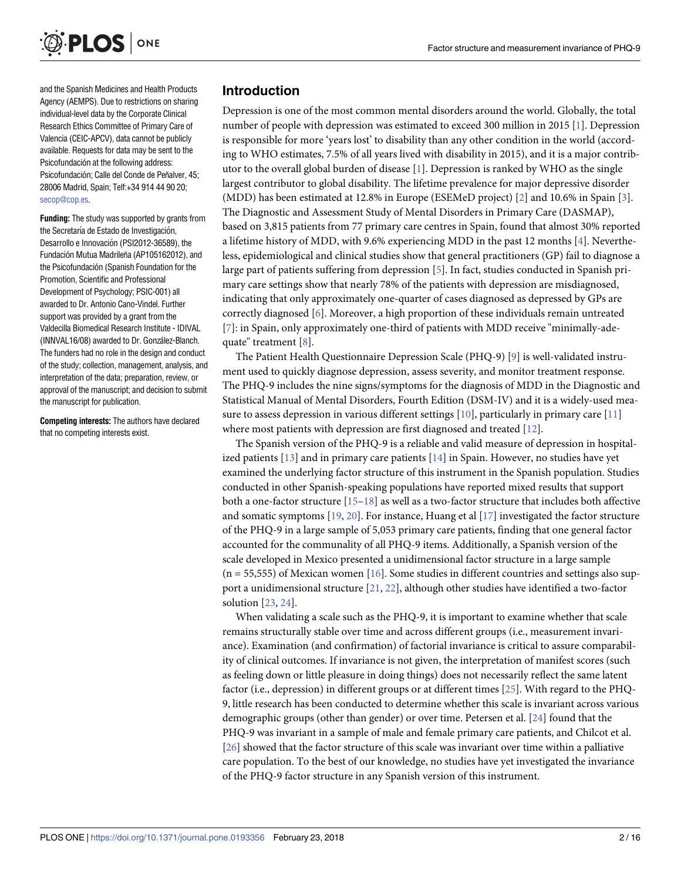and the Spanish Medicines and Health Products Agency (AEMPS). Due to restrictions on sharing individual-level data by the Corporate Clinical Research Ethics Committee of Primary Care of Valencia (CEIC-APCV), data cannot be publicly available. Requests for data may be sent to the Psicofundación at the following address: Psicofundación; Calle del Conde de Peñalver, 45; 28006 Madrid, Spain; Telf:+34 914 44 90 20; secop@cop.es.

**Funding:** The study was supported by grants from the Secretaría de Estado de Investigación, Desarrollo e Innovación (PSI2012-36589), the Fundación Mutua Madrileña (AP105162012), and the Psicofundación (Spanish Foundation for the Promotion, Scientific and Professional Development of Psychology; PSIC-001) all awarded to Dr. Antonio Cano-Vindel. Further support was provided by a grant from the Valdecilla Biomedical Research Institute - IDIVAL (INNVAL16/08) awarded to Dr. González-Blanch. The funders had no role in the design and conduct of the study; collection, management, analysis, and interpretation of the data; preparation, review, or approval of the manuscript; and decision to submit the manuscript for publication.

**Competing interests:** The authors have declared that no competing interests exist.

## Introduction

Depression is one of the most common mental disorders around the world. Globally, the total number of people with depression was estimated to exceed 300 million in 2015 [1]. Depression is responsible for more 'years lost' to disability than any other condition in the world (according to WHO estimates, 7.5% of all years lived with disability in 2015), and it is a major contributor to the overall global burden of disease [1]. Depression is ranked by WHO as the single largest contributor to global disability. The lifetime prevalence for major depressive disorder (MDD) has been estimated at 12.8% in Europe (ESEMeD project) [2] and 10.6% in Spain [3]. The Diagnostic and Assessment Study of Mental Disorders in Primary Care (DASMAP), based on 3,815 patients from 77 primary care centres in Spain, found that almost 30% reported a lifetime history of MDD, with 9.6% experiencing MDD in the past 12 months [4]. Nevertheless, epidemiological and clinical studies show that general practitioners (GP) fail to diagnose a large part of patients suffering from depression [5]. In fact, studies conducted in Spanish primary care settings show that nearly 78% of the patients with depression are misdiagnosed, indicating that only approximately one-quarter of cases diagnosed as depressed by GPs are correctly diagnosed [6]. Moreover, a high proportion of these individuals remain untreated [7]: in Spain, only approximately one-third of patients with MDD receive "minimally-adequate" treatment [8].

The Patient Health Questionnaire Depression Scale (PHQ-9) [9] is well-validated instrument used to quickly diagnose depression, assess severity, and monitor treatment response. The PHQ-9 includes the nine signs/symptoms for the diagnosis of MDD in the Diagnostic and Statistical Manual of Mental Disorders, Fourth Edition (DSM-IV) and it is a widely-used measure to assess depression in various different settings [10], particularly in primary care [11] where most patients with depression are first diagnosed and treated [12].

The Spanish version of the PHQ-9 is a reliable and valid measure of depression in hospitalized patients [13] and in primary care patients [14] in Spain. However, no studies have yet examined the underlying factor structure of this instrument in the Spanish population. Studies conducted in other Spanish-speaking populations have reported mixed results that support both a one-factor structure [15–18] as well as a two-factor structure that includes both affective and somatic symptoms [19, 20]. For instance, Huang et al [17] investigated the factor structure of the PHQ-9 in a large sample of 5,053 primary care patients, finding that one general factor accounted for the communality of all PHQ-9 items. Additionally, a Spanish version of the scale developed in Mexico presented a unidimensional factor structure in a large sample (n = 55,555) of Mexican women [16]. Some studies in different countries and settings also support a unidimensional structure [21, 22], although other studies have identified a two-factor solution [23, 24].

When validating a scale such as the PHQ-9, it is important to examine whether that scale remains structurally stable over time and across different groups (i.e., measurement invariance). Examination (and confirmation) of factorial invariance is critical to assure comparability of clinical outcomes. If invariance is not given, the interpretation of manifest scores (such as feeling down or little pleasure in doing things) does not necessarily reflect the same latent factor (i.e., depression) in different groups or at different times [25]. With regard to the PHQ-9, little research has been conducted to determine whether this scale is invariant across various demographic groups (other than gender) or over time. Petersen et al. [24] found that the PHQ-9 was invariant in a sample of male and female primary care patients, and Chilcot et al. [26] showed that the factor structure of this scale was invariant over time within a palliative care population. To the best of our knowledge, no studies have yet investigated the invariance of the PHQ-9 factor structure in any Spanish version of this instrument.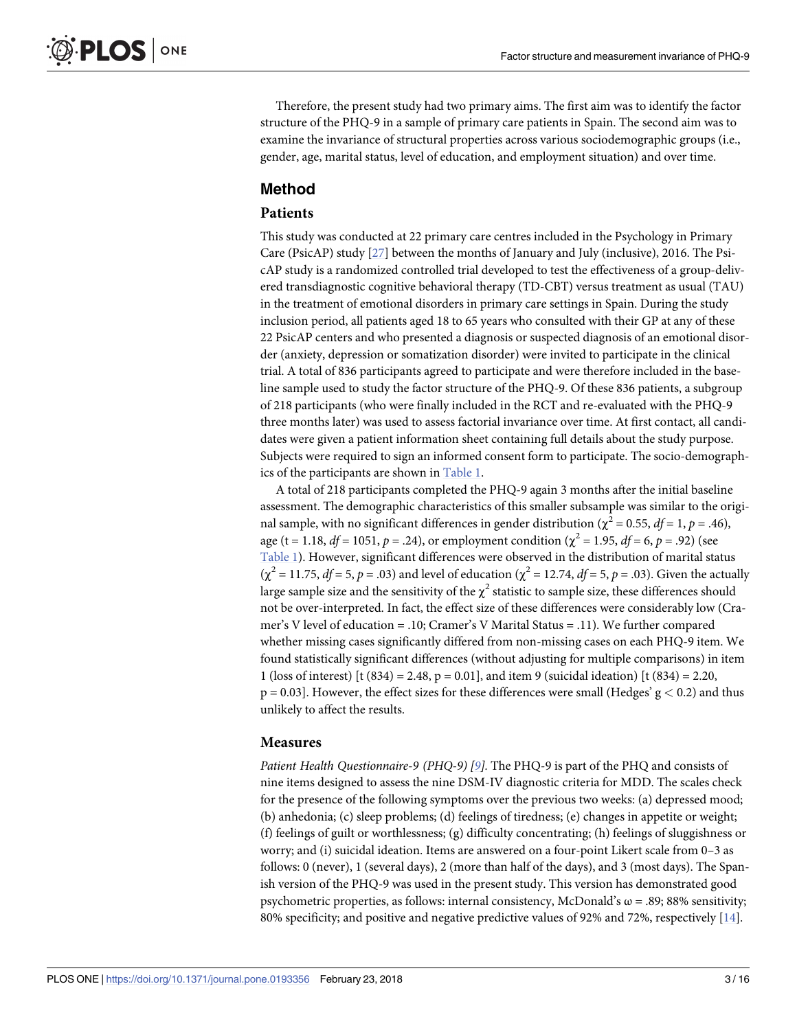Therefore, the present study had two primary aims. The first aim was to identify the factor structure of the PHQ-9 in a sample of primary care patients in Spain. The second aim was to examine the invariance of structural properties across various sociodemographic groups (i.e., gender, age, marital status, level of education, and employment situation) and over time.

## Method

### Patients

This study was conducted at 22 primary care centres included in the Psychology in Primary Care (PsicAP) study [27] between the months of January and July (inclusive), 2016. The PsicAP study is a randomized controlled trial developed to test the effectiveness of a group-delivered transdiagnostic cognitive behavioral therapy (TD-CBT) versus treatment as usual (TAU) in the treatment of emotional disorders in primary care settings in Spain. During the study inclusion period, all patients aged 18 to 65 years who consulted with their GP at any of these 22 PsicAP centers and who presented a diagnosis or suspected diagnosis of an emotional disorder (anxiety, depression or somatization disorder) were invited to participate in the clinical trial. A total of 836 participants agreed to participate and were therefore included in the baseline sample used to study the factor structure of the PHQ-9. Of these 836 patients, a subgroup of 218 participants (who were finally included in the RCT and re-evaluated with the PHQ-9 three months later) was used to assess factorial invariance over time. At first contact, all candidates were given a patient information sheet containing full details about the study purpose. Subjects were required to sign an informed consent form to participate. The socio-demographics of the participants are shown in Table 1.

A total of 218 participants completed the PHQ-9 again 3 months after the initial baseline assessment. The demographic characteristics of this smaller subsample was similar to the original sample, with no significant differences in gender distribution ($\chi^2 = 0.55$, $df = 1$, $p = .46$), age ($t = 1.18$, $df = 1051$, $p = .24$), or employment condition ($\chi^2 = 1.95$, $df = 6$, $p = .92$) (see Table 1). However, significant differences were observed in the distribution of marital status ($\chi^2 = 11.75$, $df = 5$, $p = .03$) and level of education ($\chi^2 = 12.74$, $df = 5$, $p = .03$). Given the actually large sample size and the sensitivity of the $\chi^2$ statistic to sample size, these differences should not be over-interpreted. In fact, the effect size of these differences were considerably low (Cramer's V level of education = .10; Cramer's V Marital Status = .11). We further compared whether missing cases significantly differed from non-missing cases on each PHQ-9 item. We found statistically significant differences (without adjusting for multiple comparisons) in item 1 (loss of interest) [$t(834) = 2.48$, $p = 0.01$], and item 9 (suicidal ideation) [$t(834) = 2.20$, $p = 0.03$]. However, the effect sizes for these differences were small (Hedges' $g < 0.2$) and thus unlikely to affect the results.

### Measures

*Patient Health Questionnaire-9 (PHQ-9) [9].* The PHQ-9 is part of the PHQ and consists of nine items designed to assess the nine DSM-IV diagnostic criteria for MDD. The scales check for the presence of the following symptoms over the previous two weeks: (a) depressed mood; (b) anhedonia; (c) sleep problems; (d) feelings of tiredness; (e) changes in appetite or weight; (f) feelings of guilt or worthlessness; (g) difficulty concentrating; (h) feelings of sluggishness or worry; and (i) suicidal ideation. Items are answered on a four-point Likert scale from 0–3 as follows: 0 (never), 1 (several days), 2 (more than half of the days), and 3 (most days). The Spanish version of the PHQ-9 was used in the present study. This version has demonstrated good psychometric properties, as follows: internal consistency, McDonald's $\omega = .89$; 88% sensitivity; 80% specificity; and positive and negative predictive values of 92% and 72%, respectively [14].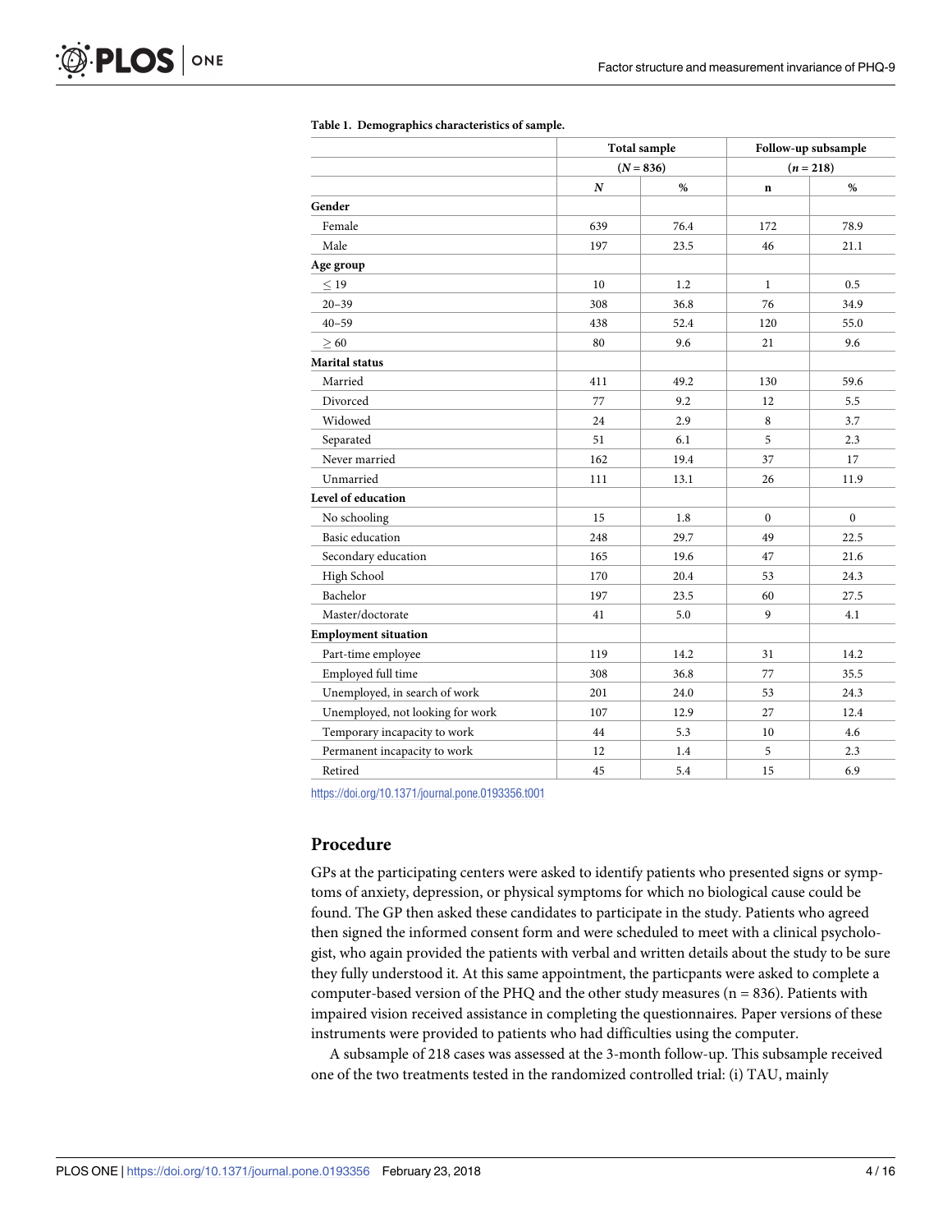**Table 1. Demographics characteristics of sample.**

| | Total sample (*N* = 836) | | Follow-up subsample (*n* = 218) | |
|---|---|---|---|---|
| | *N* | % | n | % |
| **Gender** | | | | |
| Female | 639 | 76.4 | 172 | 78.9 |
| Male | 197 | 23.5 | 46 | 21.1 |
| **Age group** | | | | |
| ≤ 19 | 10 | 1.2 | 1 | 0.5 |
| 20–39 | 308 | 36.8 | 76 | 34.9 |
| 40–59 | 438 | 52.4 | 120 | 55.0 |
| ≥ 60 | 80 | 9.6 | 21 | 9.6 |
| **Marital status** | | | | |
| Married | 411 | 49.2 | 130 | 59.6 |
| Divorced | 77 | 9.2 | 12 | 5.5 |
| Widowed | 24 | 2.9 | 8 | 3.7 |
| Separated | 51 | 6.1 | 5 | 2.3 |
| Never married | 162 | 19.4 | 37 | 17 |
| Unmarried | 111 | 13.1 | 26 | 11.9 |
| **Level of education** | | | | |
| No schooling | 15 | 1.8 | 0 | 0 |
| Basic education | 248 | 29.7 | 49 | 22.5 |
| Secondary education | 165 | 19.6 | 47 | 21.6 |
| High School | 170 | 20.4 | 53 | 24.3 |
| Bachelor | 197 | 23.5 | 60 | 27.5 |
| Master/doctorate | 41 | 5.0 | 9 | 4.1 |
| **Employment situation** | | | | |
| Part-time employee | 119 | 14.2 | 31 | 14.2 |
| Employed full time | 308 | 36.8 | 77 | 35.5 |
| Unemployed, in search of work | 201 | 24.0 | 53 | 24.3 |
| Unemployed, not looking for work | 107 | 12.9 | 27 | 12.4 |
| Temporary incapacity to work | 44 | 5.3 | 10 | 4.6 |
| Permanent incapacity to work | 12 | 1.4 | 5 | 2.3 |
| Retired | 45 | 5.4 | 15 | 6.9 |

https://doi.org/10.1371/journal.pone.0193356.t001

## Procedure

GPs at the participating centers were asked to identify patients who presented signs or symptoms of anxiety, depression, or physical symptoms for which no biological cause could be found. The GP then asked these candidates to participate in the study. Patients who agreed then signed the informed consent form and were scheduled to meet with a clinical psychologist, who again provided the patients with verbal and written details about the study to be sure they fully understood it. At this same appointment, the particpants were asked to complete a computer-based version of the PHQ and the other study measures (n = 836). Patients with impaired vision received assistance in completing the questionnaires. Paper versions of these instruments were provided to patients who had difficulties using the computer.

A subsample of 218 cases was assessed at the 3-month follow-up. This subsample received one of the two treatments tested in the randomized controlled trial: (i) TAU, mainly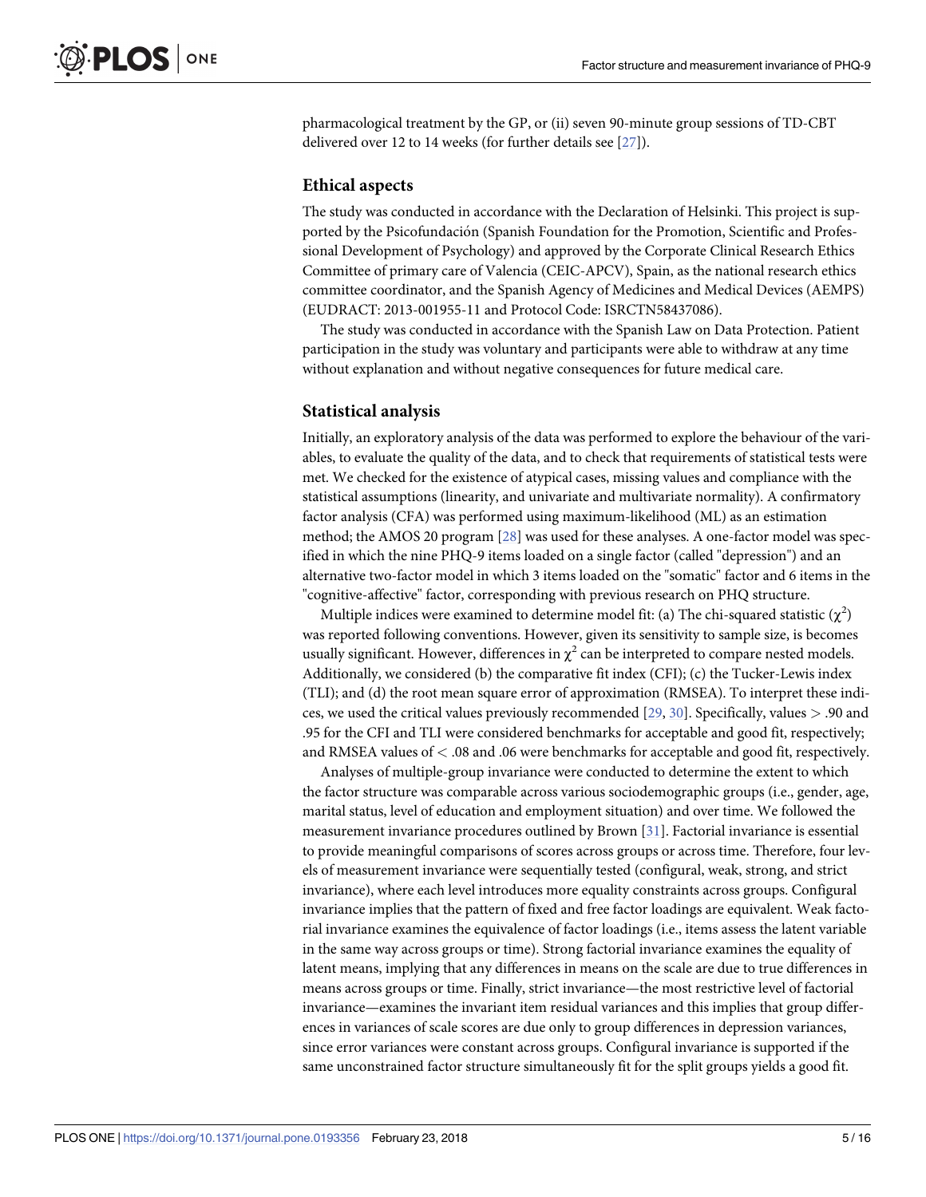pharmacological treatment by the GP, or (ii) seven 90-minute group sessions of TD-CBT delivered over 12 to 14 weeks (for further details see [27]).

## Ethical aspects

The study was conducted in accordance with the Declaration of Helsinki. This project is supported by the Psicofundación (Spanish Foundation for the Promotion, Scientific and Professional Development of Psychology) and approved by the Corporate Clinical Research Ethics Committee of primary care of Valencia (CEIC-APCV), Spain, as the national research ethics committee coordinator, and the Spanish Agency of Medicines and Medical Devices (AEMPS) (EUDRACT: 2013-001955-11 and Protocol Code: ISRCTN58437086).

The study was conducted in accordance with the Spanish Law on Data Protection. Patient participation in the study was voluntary and participants were able to withdraw at any time without explanation and without negative consequences for future medical care.

## Statistical analysis

Initially, an exploratory analysis of the data was performed to explore the behaviour of the variables, to evaluate the quality of the data, and to check that requirements of statistical tests were met. We checked for the existence of atypical cases, missing values and compliance with the statistical assumptions (linearity, and univariate and multivariate normality). A confirmatory factor analysis (CFA) was performed using maximum-likelihood (ML) as an estimation method; the AMOS 20 program [28] was used for these analyses. A one-factor model was specified in which the nine PHQ-9 items loaded on a single factor (called "depression") and an alternative two-factor model in which 3 items loaded on the "somatic" factor and 6 items in the "cognitive-affective" factor, corresponding with previous research on PHQ structure.

Multiple indices were examined to determine model fit: (a) The chi-squared statistic ($\chi^2$) was reported following conventions. However, given its sensitivity to sample size, is becomes usually significant. However, differences in $\chi^2$ can be interpreted to compare nested models. Additionally, we considered (b) the comparative fit index (CFI); (c) the Tucker-Lewis index (TLI); and (d) the root mean square error of approximation (RMSEA). To interpret these indices, we used the critical values previously recommended [29, 30]. Specifically, values > .90 and .95 for the CFI and TLI were considered benchmarks for acceptable and good fit, respectively; and RMSEA values of < .08 and .06 were benchmarks for acceptable and good fit, respectively.

Analyses of multiple-group invariance were conducted to determine the extent to which the factor structure was comparable across various sociodemographic groups (i.e., gender, age, marital status, level of education and employment situation) and over time. We followed the measurement invariance procedures outlined by Brown [31]. Factorial invariance is essential to provide meaningful comparisons of scores across groups or across time. Therefore, four levels of measurement invariance were sequentially tested (configural, weak, strong, and strict invariance), where each level introduces more equality constraints across groups. Configural invariance implies that the pattern of fixed and free factor loadings are equivalent. Weak factorial invariance examines the equivalence of factor loadings (i.e., items assess the latent variable in the same way across groups or time). Strong factorial invariance examines the equality of latent means, implying that any differences in means on the scale are due to true differences in means across groups or time. Finally, strict invariance—the most restrictive level of factorial invariance—examines the invariant item residual variances and this implies that group differences in variances of scale scores are due only to group differences in depression variances, since error variances were constant across groups. Configural invariance is supported if the same unconstrained factor structure simultaneously fit for the split groups yields a good fit.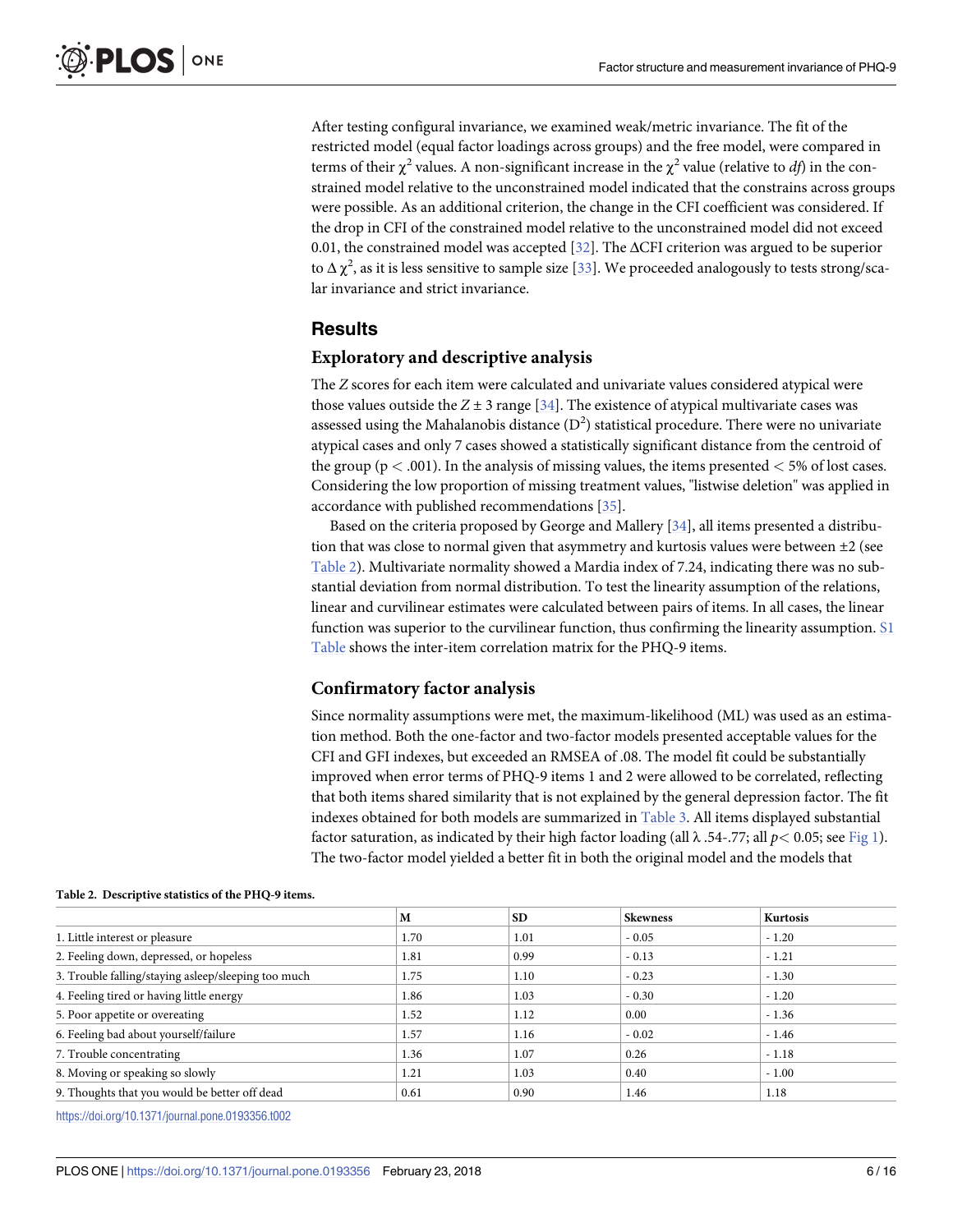After testing configural invariance, we examined weak/metric invariance. The fit of the restricted model (equal factor loadings across groups) and the free model, were compared in terms of their $\chi^2$ values. A non-significant increase in the $\chi^2$ value (relative to *df*) in the constrained model relative to the unconstrained model indicated that the constrains across groups were possible. As an additional criterion, the change in the CFI coefficient was considered. If the drop in CFI of the constrained model relative to the unconstrained model did not exceed 0.01, the constrained model was accepted [32]. The ΔCFI criterion was argued to be superior to $\Delta \chi^2$, as it is less sensitive to sample size [33]. We proceeded analogously to tests strong/scalar invariance and strict invariance.

## Results

### Exploratory and descriptive analysis

The *Z* scores for each item were calculated and univariate values considered atypical were those values outside the $Z \pm 3$ range [34]. The existence of atypical multivariate cases was assessed using the Mahalanobis distance ($D^2$) statistical procedure. There were no univariate atypical cases and only 7 cases showed a statistically significant distance from the centroid of the group ($p < .001$). In the analysis of missing values, the items presented < 5% of lost cases. Considering the low proportion of missing treatment values, "listwise deletion" was applied in accordance with published recommendations [35].

Based on the criteria proposed by George and Mallery [34], all items presented a distribution that was close to normal given that asymmetry and kurtosis values were between ±2 (see Table 2). Multivariate normality showed a Mardia index of 7.24, indicating there was no substantial deviation from normal distribution. To test the linearity assumption of the relations, linear and curvilinear estimates were calculated between pairs of items. In all cases, the linear function was superior to the curvilinear function, thus confirming the linearity assumption. S1 Table shows the inter-item correlation matrix for the PHQ-9 items.

### Confirmatory factor analysis

Since normality assumptions were met, the maximum-likelihood (ML) was used as an estimation method. Both the one-factor and two-factor models presented acceptable values for the CFI and GFI indexes, but exceeded an RMSEA of .08. The model fit could be substantially improved when error terms of PHQ-9 items 1 and 2 were allowed to be correlated, reflecting that both items shared similarity that is not explained by the general depression factor. The fit indexes obtained for both models are summarized in Table 3. All items displayed substantial factor saturation, as indicated by their high factor loading (all λ .54-.77; all $p < 0.05$; see Fig 1). The two-factor model yielded a better fit in both the original model and the models that

**Table 2. Descriptive statistics of the PHQ-9 items.**

| | M | SD | Skewness | Kurtosis |
|---|---|---|---|---|
| 1. Little interest or pleasure | 1.70 | 1.01 | - 0.05 | - 1.20 |
| 2. Feeling down, depressed, or hopeless | 1.81 | 0.99 | - 0.13 | - 1.21 |
| 3. Trouble falling/staying asleep/sleeping too much | 1.75 | 1.10 | - 0.23 | - 1.30 |
| 4. Feeling tired or having little energy | 1.86 | 1.03 | - 0.30 | - 1.20 |
| 5. Poor appetite or overeating | 1.52 | 1.12 | 0.00 | - 1.36 |
| 6. Feeling bad about yourself/failure | 1.57 | 1.16 | - 0.02 | - 1.46 |
| 7. Trouble concentrating | 1.36 | 1.07 | 0.26 | - 1.18 |
| 8. Moving or speaking so slowly | 1.21 | 1.03 | 0.40 | - 1.00 |
| 9. Thoughts that you would be better off dead | 0.61 | 0.90 | 1.46 | 1.18 |

https://doi.org/10.1371/journal.pone.0193356.t002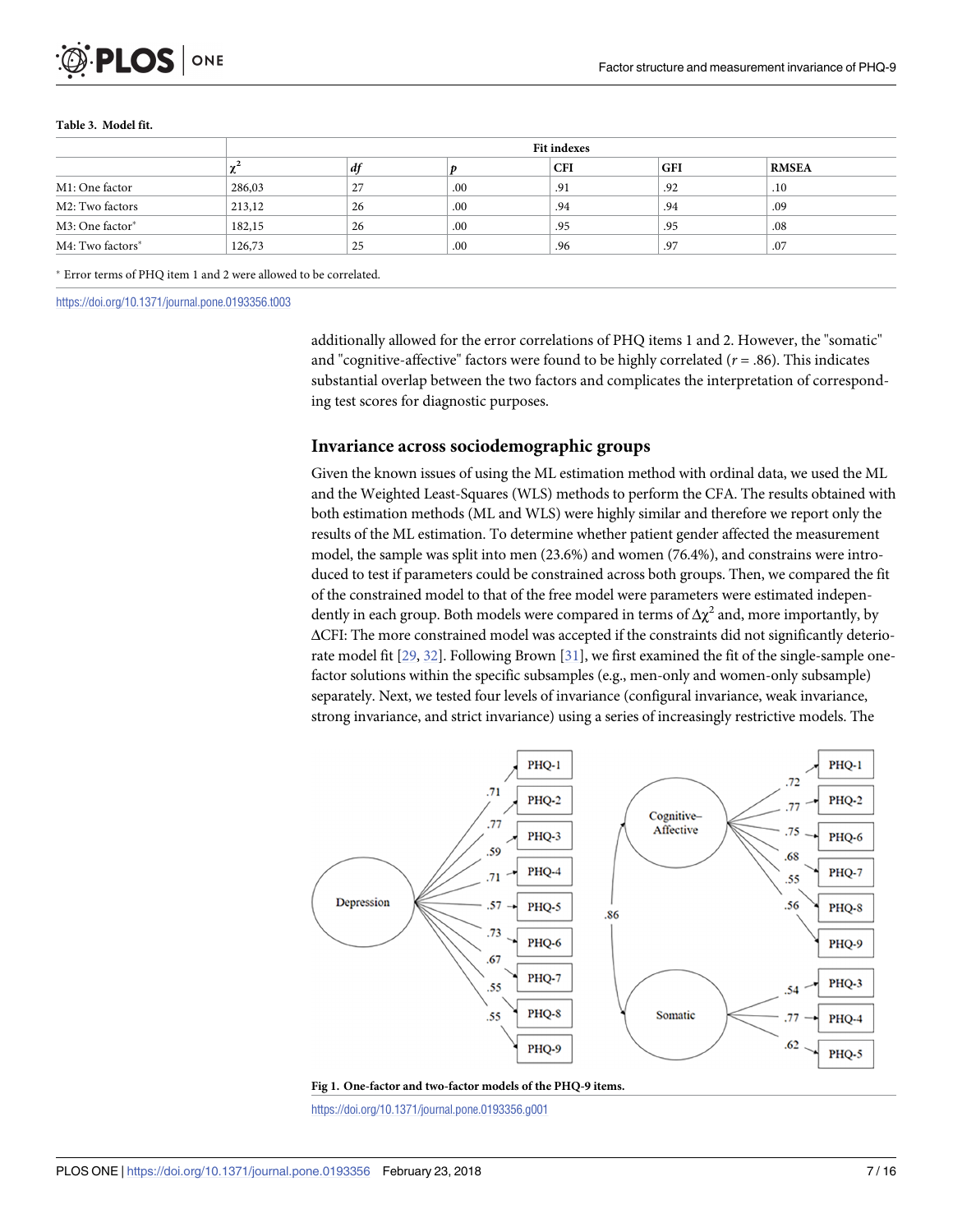**Table 3. Model fit.**

| | Fit indexes | | | | | |
|---|---|---|---|---|---|---|
| | $\chi^2$ | *df* | *p* | CFI | GFI | RMSEA |
| M1: One factor | 286,03 | 27 | .00 | .91 | .92 | .10 |
| M2: Two factors | 213,12 | 26 | .00 | .94 | .94 | .09 |
| M3: One factor* | 182,15 | 26 | .00 | .95 | .95 | .08 |
| M4: Two factors* | 126,73 | 25 | .00 | .96 | .97 | .07 |

* Error terms of PHQ item 1 and 2 were allowed to be correlated.

https://doi.org/10.1371/journal.pone.0193356.t003

additionally allowed for the error correlations of PHQ items 1 and 2. However, the "somatic" and "cognitive-affective" factors were found to be highly correlated (*r* = .86). This indicates substantial overlap between the two factors and complicates the interpretation of corresponding test scores for diagnostic purposes.

## Invariance across sociodemographic groups

Given the known issues of using the ML estimation method with ordinal data, we used the ML and the Weighted Least-Squares (WLS) methods to perform the CFA. The results obtained with both estimation methods (ML and WLS) were highly similar and therefore we report only the results of the ML estimation. To determine whether patient gender affected the measurement model, the sample was split into men (23.6%) and women (76.4%), and constrains were introduced to test if parameters could be constrained across both groups. Then, we compared the fit of the constrained model to that of the free model were parameters were estimated independently in each group. Both models were compared in terms of $\Delta\chi^2$ and, more importantly, by ΔCFI: The more constrained model was accepted if the constraints did not significantly deteriorate model fit [29, 32]. Following Brown [31], we first examined the fit of the single-sample one-factor solutions within the specific subsamples (e.g., men-only and women-only subsample) separately. Next, we tested four levels of invariance (configural invariance, weak invariance, strong invariance, and strict invariance) using a series of increasingly restrictive models. The

**Fig 1. One-factor and two-factor models of the PHQ-9 items.**

https://doi.org/10.1371/journal.pone.0193356.g001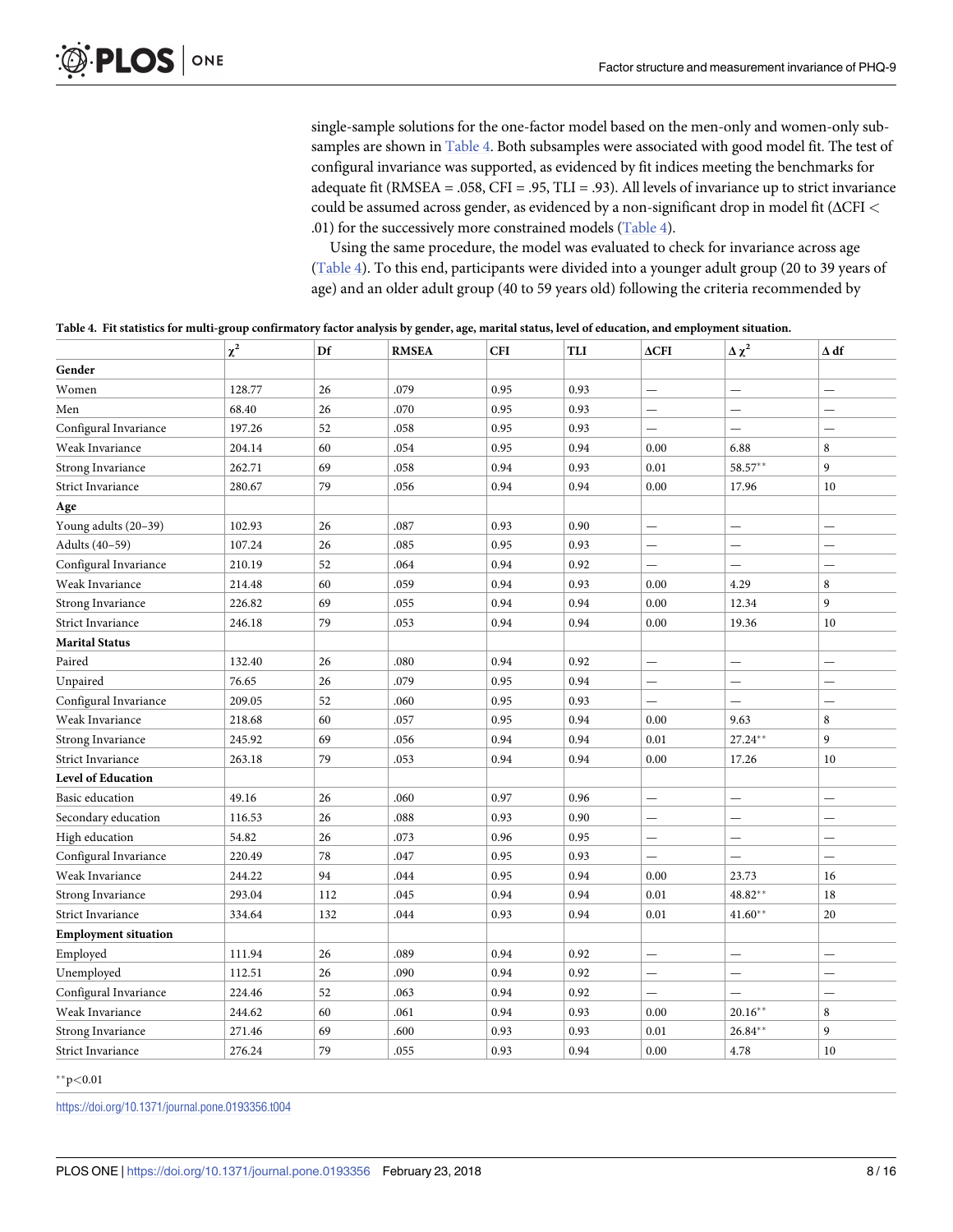single-sample solutions for the one-factor model based on the men-only and women-only subsamples are shown in Table 4. Both subsamples were associated with good model fit. The test of configural invariance was supported, as evidenced by fit indices meeting the benchmarks for adequate fit (RMSEA = .058, CFI = .95, TLI = .93). All levels of invariance up to strict invariance could be assumed across gender, as evidenced by a non-significant drop in model fit ($\Delta$CFI < .01) for the successively more constrained models (Table 4).

Using the same procedure, the model was evaluated to check for invariance across age (Table 4). To this end, participants were divided into a younger adult group (20 to 39 years of age) and an older adult group (40 to 59 years old) following the criteria recommended by

**Table 4. Fit statistics for multi-group confirmatory factor analysis by gender, age, marital status, level of education, and employment situation.**

| | $\chi^2$ | Df | RMSEA | CFI | TLI | $\Delta$CFI | $\Delta\chi^2$ | $\Delta$ df |
|---|---|---|---|---|---|---|---|---|
| **Gender** | | | | | | | | |
| Women | 128.77 | 26 | .079 | 0.95 | 0.93 | — | — | — |
| Men | 68.40 | 26 | .070 | 0.95 | 0.93 | — | — | — |
| Configural Invariance | 197.26 | 52 | .058 | 0.95 | 0.93 | — | — | — |
| Weak Invariance | 204.14 | 60 | .054 | 0.95 | 0.94 | 0.00 | 6.88 | 8 |
| Strong Invariance | 262.71 | 69 | .058 | 0.94 | 0.93 | 0.01 | 58.57** | 9 |
| Strict Invariance | 280.67 | 79 | .056 | 0.94 | 0.94 | 0.00 | 17.96 | 10 |
| **Age** | | | | | | | | |
| Young adults (20–39) | 102.93 | 26 | .087 | 0.93 | 0.90 | — | — | — |
| Adults (40–59) | 107.24 | 26 | .085 | 0.95 | 0.93 | — | — | — |
| Configural Invariance | 210.19 | 52 | .064 | 0.94 | 0.92 | — | — | — |
| Weak Invariance | 214.48 | 60 | .059 | 0.94 | 0.93 | 0.00 | 4.29 | 8 |
| Strong Invariance | 226.82 | 69 | .055 | 0.94 | 0.94 | 0.00 | 12.34 | 9 |
| Strict Invariance | 246.18 | 79 | .053 | 0.94 | 0.94 | 0.00 | 19.36 | 10 |
| **Marital Status** | | | | | | | | |
| Paired | 132.40 | 26 | .080 | 0.94 | 0.92 | — | — | — |
| Unpaired | 76.65 | 26 | .079 | 0.95 | 0.94 | — | — | — |
| Configural Invariance | 209.05 | 52 | .060 | 0.95 | 0.93 | — | — | — |
| Weak Invariance | 218.68 | 60 | .057 | 0.95 | 0.94 | 0.00 | 9.63 | 8 |
| Strong Invariance | 245.92 | 69 | .056 | 0.94 | 0.94 | 0.01 | 27.24** | 9 |
| Strict Invariance | 263.18 | 79 | .053 | 0.94 | 0.94 | 0.00 | 17.26 | 10 |
| **Level of Education** | | | | | | | | |
| Basic education | 49.16 | 26 | .060 | 0.97 | 0.96 | — | — | — |
| Secondary education | 116.53 | 26 | .088 | 0.93 | 0.90 | — | — | — |
| High education | 54.82 | 26 | .073 | 0.96 | 0.95 | — | — | — |
| Configural Invariance | 220.49 | 78 | .047 | 0.95 | 0.93 | — | — | — |
| Weak Invariance | 244.22 | 94 | .044 | 0.95 | 0.94 | 0.00 | 23.73 | 16 |
| Strong Invariance | 293.04 | 112 | .045 | 0.94 | 0.94 | 0.01 | 48.82** | 18 |
| Strict Invariance | 334.64 | 132 | .044 | 0.93 | 0.94 | 0.01 | 41.60** | 20 |
| **Employment situation** | | | | | | | | |
| Employed | 111.94 | 26 | .089 | 0.94 | 0.92 | — | — | — |
| Unemployed | 112.51 | 26 | .090 | 0.94 | 0.92 | — | — | — |
| Configural Invariance | 224.46 | 52 | .063 | 0.94 | 0.92 | — | — | — |
| Weak Invariance | 244.62 | 60 | .061 | 0.94 | 0.93 | 0.00 | 20.16** | 8 |
| Strong Invariance | 271.46 | 69 | .600 | 0.93 | 0.93 | 0.01 | 26.84** | 9 |
| Strict Invariance | 276.24 | 79 | .055 | 0.93 | 0.94 | 0.00 | 4.78 | 10 |

**$p<0.01$

https://doi.org/10.1371/journal.pone.0193356.t004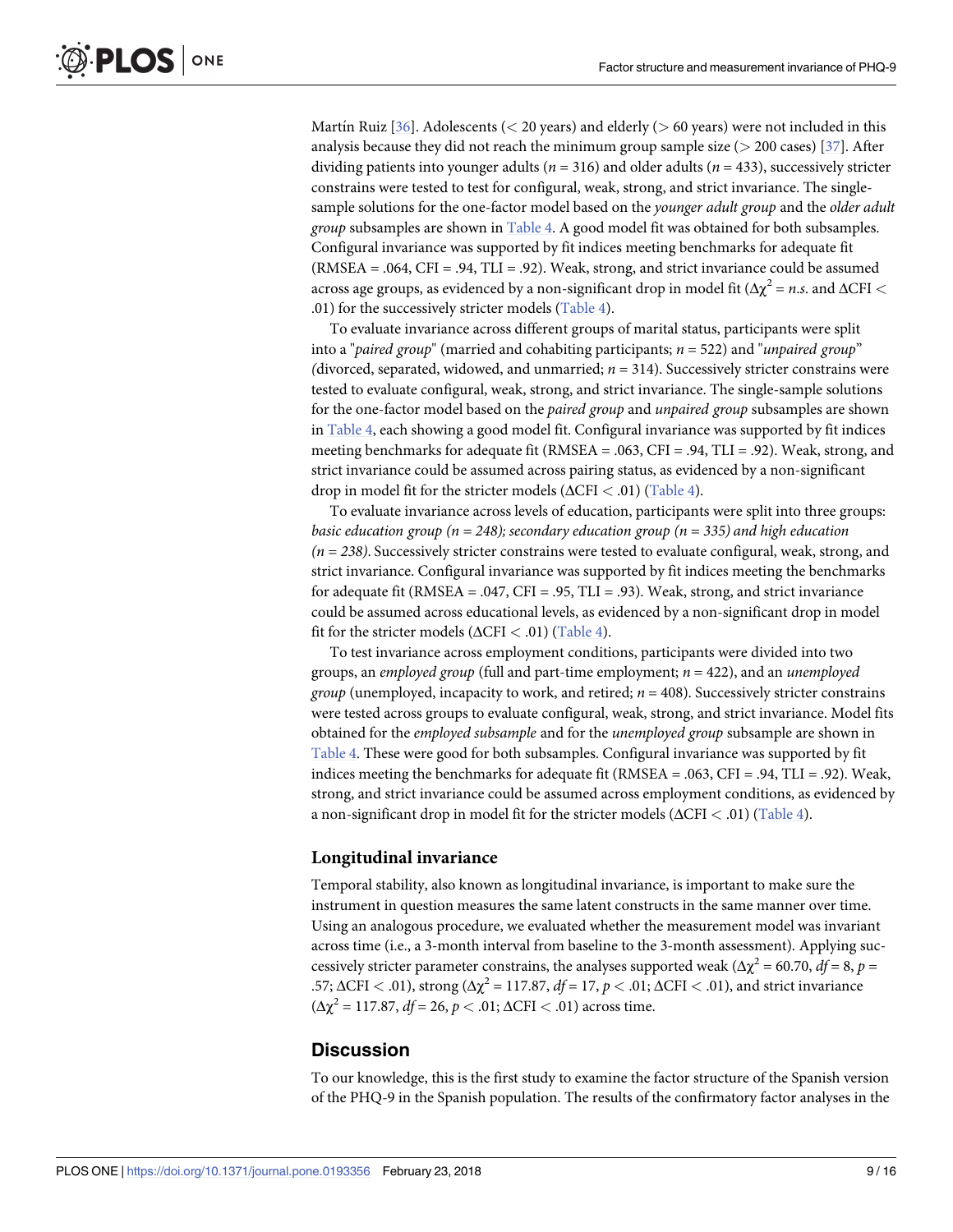Martín Ruiz [36]. Adolescents (< 20 years) and elderly (> 60 years) were not included in this analysis because they did not reach the minimum group sample size (> 200 cases) [37]. After dividing patients into younger adults ($n$ = 316) and older adults ($n$ = 433), successively stricter constrains were tested to test for configural, weak, strong, and strict invariance. The single-sample solutions for the one-factor model based on the *younger adult group* and the *older adult group* subsamples are shown in Table 4. A good model fit was obtained for both subsamples. Configural invariance was supported by fit indices meeting benchmarks for adequate fit (RMSEA = .064, CFI = .94, TLI = .92). Weak, strong, and strict invariance could be assumed across age groups, as evidenced by a non-significant drop in model fit ($\Delta\chi^2$ = *n.s.* and $\Delta$CFI < .01) for the successively stricter models (Table 4).

To evaluate invariance across different groups of marital status, participants were split into a "*paired group*" (married and cohabiting participants; $n$ = 522) and "*unpaired group*" (divorced, separated, widowed, and unmarried; $n$ = 314). Successively stricter constrains were tested to evaluate configural, weak, strong, and strict invariance. The single-sample solutions for the one-factor model based on the *paired group* and *unpaired group* subsamples are shown in Table 4, each showing a good model fit. Configural invariance was supported by fit indices meeting benchmarks for adequate fit (RMSEA = .063, CFI = .94, TLI = .92). Weak, strong, and strict invariance could be assumed across pairing status, as evidenced by a non-significant drop in model fit for the stricter models ($\Delta$CFI < .01) (Table 4).

To evaluate invariance across levels of education, participants were split into three groups: *basic education group (n = 248); secondary education group (n = 335) and high education (n = 238)*. Successively stricter constrains were tested to evaluate configural, weak, strong, and strict invariance. Configural invariance was supported by fit indices meeting the benchmarks for adequate fit (RMSEA = .047, CFI = .95, TLI = .93). Weak, strong, and strict invariance could be assumed across educational levels, as evidenced by a non-significant drop in model fit for the stricter models ($\Delta$CFI < .01) (Table 4).

To test invariance across employment conditions, participants were divided into two groups, an *employed group* (full and part-time employment; $n$ = 422), and an *unemployed group* (unemployed, incapacity to work, and retired; $n$ = 408). Successively stricter constrains were tested across groups to evaluate configural, weak, strong, and strict invariance. Model fits obtained for the *employed subsample* and for the *unemployed group* subsample are shown in Table 4. These were good for both subsamples. Configural invariance was supported by fit indices meeting the benchmarks for adequate fit (RMSEA = .063, CFI = .94, TLI = .92). Weak, strong, and strict invariance could be assumed across employment conditions, as evidenced by a non-significant drop in model fit for the stricter models ($\Delta$CFI < .01) (Table 4).

### Longitudinal invariance

Temporal stability, also known as longitudinal invariance, is important to make sure the instrument in question measures the same latent constructs in the same manner over time. Using an analogous procedure, we evaluated whether the measurement model was invariant across time (i.e., a 3-month interval from baseline to the 3-month assessment). Applying successively stricter parameter constrains, the analyses supported weak ($\Delta\chi^2$ = 60.70, $df$ = 8, $p$ = .57; $\Delta$CFI < .01), strong ($\Delta\chi^2$ = 117.87, $df$ = 17, $p$ < .01; $\Delta$CFI < .01), and strict invariance ($\Delta\chi^2$ = 117.87, $df$ = 26, $p$ < .01; $\Delta$CFI < .01) across time.

## Discussion

To our knowledge, this is the first study to examine the factor structure of the Spanish version of the PHQ-9 in the Spanish population. The results of the confirmatory factor analyses in the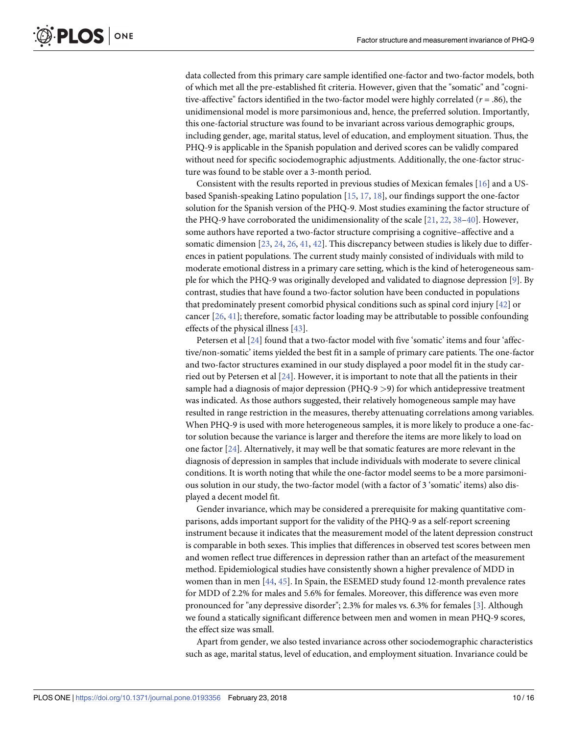data collected from this primary care sample identified one-factor and two-factor models, both of which met all the pre-established fit criteria. However, given that the "somatic" and "cognitive-affective" factors identified in the two-factor model were highly correlated ($r$ = .86), the unidimensional model is more parsimonious and, hence, the preferred solution. Importantly, this one-factorial structure was found to be invariant across various demographic groups, including gender, age, marital status, level of education, and employment situation. Thus, the PHQ-9 is applicable in the Spanish population and derived scores can be validly compared without need for specific sociodemographic adjustments. Additionally, the one-factor structure was found to be stable over a 3-month period.

Consistent with the results reported in previous studies of Mexican females [16] and a US-based Spanish-speaking Latino population [15, 17, 18], our findings support the one-factor solution for the Spanish version of the PHQ-9. Most studies examining the factor structure of the PHQ-9 have corroborated the unidimensionality of the scale [21, 22, 38–40]. However, some authors have reported a two-factor structure comprising a cognitive–affective and a somatic dimension [23, 24, 26, 41, 42]. This discrepancy between studies is likely due to differences in patient populations. The current study mainly consisted of individuals with mild to moderate emotional distress in a primary care setting, which is the kind of heterogeneous sample for which the PHQ-9 was originally developed and validated to diagnose depression [9]. By contrast, studies that have found a two-factor solution have been conducted in populations that predominately present comorbid physical conditions such as spinal cord injury [42] or cancer [26, 41]; therefore, somatic factor loading may be attributable to possible confounding effects of the physical illness [43].

Petersen et al [24] found that a two-factor model with five 'somatic' items and four 'affective/non-somatic' items yielded the best fit in a sample of primary care patients. The one-factor and two-factor structures examined in our study displayed a poor model fit in the study carried out by Petersen et al [24]. However, it is important to note that all the patients in their sample had a diagnosis of major depression (PHQ-9 >9) for which antidepressive treatment was indicated. As those authors suggested, their relatively homogeneous sample may have resulted in range restriction in the measures, thereby attenuating correlations among variables. When PHQ-9 is used with more heterogeneous samples, it is more likely to produce a one-factor solution because the variance is larger and therefore the items are more likely to load on one factor [24]. Alternatively, it may well be that somatic features are more relevant in the diagnosis of depression in samples that include individuals with moderate to severe clinical conditions. It is worth noting that while the one-factor model seems to be a more parsimonious solution in our study, the two-factor model (with a factor of 3 'somatic' items) also displayed a decent model fit.

Gender invariance, which may be considered a prerequisite for making quantitative comparisons, adds important support for the validity of the PHQ-9 as a self-report screening instrument because it indicates that the measurement model of the latent depression construct is comparable in both sexes. This implies that differences in observed test scores between men and women reflect true differences in depression rather than an artefact of the measurement method. Epidemiological studies have consistently shown a higher prevalence of MDD in women than in men [44, 45]. In Spain, the ESEMED study found 12-month prevalence rates for MDD of 2.2% for males and 5.6% for females. Moreover, this difference was even more pronounced for "any depressive disorder"; 2.3% for males vs. 6.3% for females [3]. Although we found a statically significant difference between men and women in mean PHQ-9 scores, the effect size was small.

Apart from gender, we also tested invariance across other sociodemographic characteristics such as age, marital status, level of education, and employment situation. Invariance could be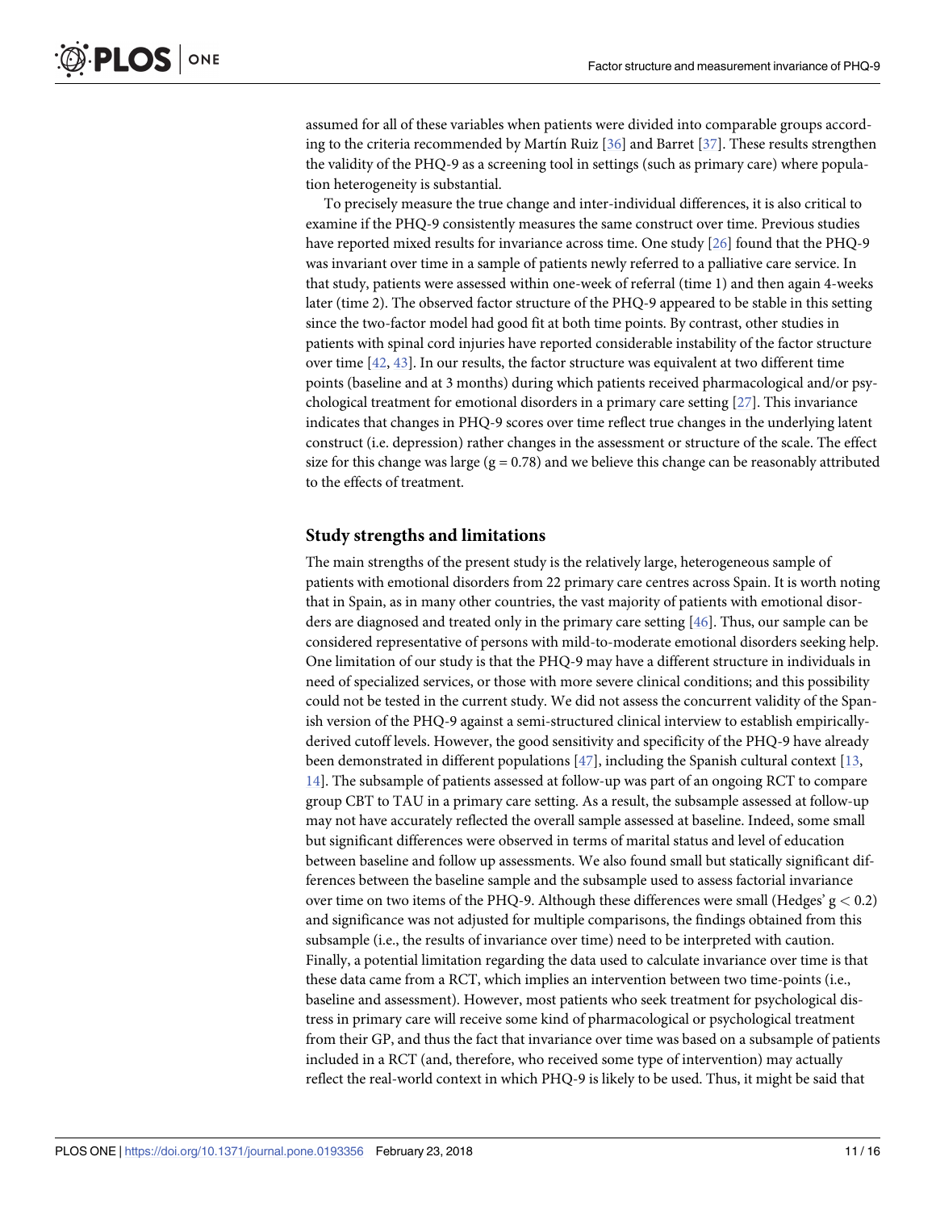assumed for all of these variables when patients were divided into comparable groups according to the criteria recommended by Martín Ruiz [36] and Barret [37]. These results strengthen the validity of the PHQ-9 as a screening tool in settings (such as primary care) where population heterogeneity is substantial.

To precisely measure the true change and inter-individual differences, it is also critical to examine if the PHQ-9 consistently measures the same construct over time. Previous studies have reported mixed results for invariance across time. One study [26] found that the PHQ-9 was invariant over time in a sample of patients newly referred to a palliative care service. In that study, patients were assessed within one-week of referral (time 1) and then again 4-weeks later (time 2). The observed factor structure of the PHQ-9 appeared to be stable in this setting since the two-factor model had good fit at both time points. By contrast, other studies in patients with spinal cord injuries have reported considerable instability of the factor structure over time [42, 43]. In our results, the factor structure was equivalent at two different time points (baseline and at 3 months) during which patients received pharmacological and/or psychological treatment for emotional disorders in a primary care setting [27]. This invariance indicates that changes in PHQ-9 scores over time reflect true changes in the underlying latent construct (i.e. depression) rather changes in the assessment or structure of the scale. The effect size for this change was large ($g = 0.78$) and we believe this change can be reasonably attributed to the effects of treatment.

## Study strengths and limitations

The main strengths of the present study is the relatively large, heterogeneous sample of patients with emotional disorders from 22 primary care centres across Spain. It is worth noting that in Spain, as in many other countries, the vast majority of patients with emotional disorders are diagnosed and treated only in the primary care setting [46]. Thus, our sample can be considered representative of persons with mild-to-moderate emotional disorders seeking help. One limitation of our study is that the PHQ-9 may have a different structure in individuals in need of specialized services, or those with more severe clinical conditions; and this possibility could not be tested in the current study. We did not assess the concurrent validity of the Spanish version of the PHQ-9 against a semi-structured clinical interview to establish empirically-derived cutoff levels. However, the good sensitivity and specificity of the PHQ-9 have already been demonstrated in different populations [47], including the Spanish cultural context [13, 14]. The subsample of patients assessed at follow-up was part of an ongoing RCT to compare group CBT to TAU in a primary care setting. As a result, the subsample assessed at follow-up may not have accurately reflected the overall sample assessed at baseline. Indeed, some small but significant differences were observed in terms of marital status and level of education between baseline and follow up assessments. We also found small but statically significant differences between the baseline sample and the subsample used to assess factorial invariance over time on two items of the PHQ-9. Although these differences were small (Hedges' $g < 0.2$) and significance was not adjusted for multiple comparisons, the findings obtained from this subsample (i.e., the results of invariance over time) need to be interpreted with caution. Finally, a potential limitation regarding the data used to calculate invariance over time is that these data came from a RCT, which implies an intervention between two time-points (i.e., baseline and assessment). However, most patients who seek treatment for psychological distress in primary care will receive some kind of pharmacological or psychological treatment from their GP, and thus the fact that invariance over time was based on a subsample of patients included in a RCT (and, therefore, who received some type of intervention) may actually reflect the real-world context in which PHQ-9 is likely to be used. Thus, it might be said that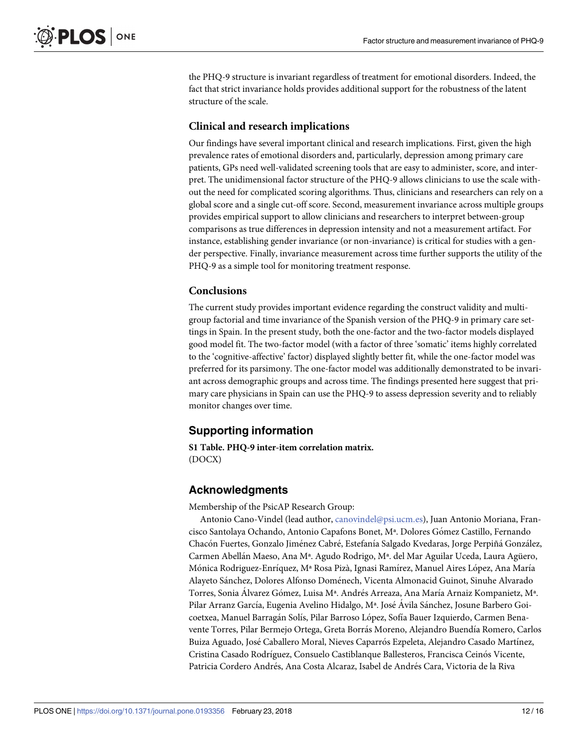the PHQ-9 structure is invariant regardless of treatment for emotional disorders. Indeed, the fact that strict invariance holds provides additional support for the robustness of the latent structure of the scale.

### Clinical and research implications

Our findings have several important clinical and research implications. First, given the high prevalence rates of emotional disorders and, particularly, depression among primary care patients, GPs need well-validated screening tools that are easy to administer, score, and interpret. The unidimensional factor structure of the PHQ-9 allows clinicians to use the scale without the need for complicated scoring algorithms. Thus, clinicians and researchers can rely on a global score and a single cut-off score. Second, measurement invariance across multiple groups provides empirical support to allow clinicians and researchers to interpret between-group comparisons as true differences in depression intensity and not a measurement artifact. For instance, establishing gender invariance (or non-invariance) is critical for studies with a gender perspective. Finally, invariance measurement across time further supports the utility of the PHQ-9 as a simple tool for monitoring treatment response.

### Conclusions

The current study provides important evidence regarding the construct validity and multigroup factorial and time invariance of the Spanish version of the PHQ-9 in primary care settings in Spain. In the present study, both the one-factor and the two-factor models displayed good model fit. The two-factor model (with a factor of three 'somatic' items highly correlated to the 'cognitive-affective' factor) displayed slightly better fit, while the one-factor model was preferred for its parsimony. The one-factor model was additionally demonstrated to be invariant across demographic groups and across time. The findings presented here suggest that primary care physicians in Spain can use the PHQ-9 to assess depression severity and to reliably monitor changes over time.

## Supporting information

**S1 Table. PHQ-9 inter-item correlation matrix.**
(DOCX)

## Acknowledgments

Membership of the PsicAP Research Group:

Antonio Cano-Vindel (lead author, canovindel@psi.ucm.es), Juan Antonio Moriana, Francisco Santolaya Ochando, Antonio Capafons Bonet, Mª. Dolores Gómez Castillo, Fernando Chacón Fuertes, Gonzalo Jiménez Cabré, Estefanía Salgado Kvedaras, Jorge Perpiñá González, Carmen Abellán Maeso, Ana Mª. Agudo Rodrigo, Mª. del Mar Aguilar Uceda, Laura Agüero, Mónica Rodriguez-Enríquez, Mª Rosa Pizà, Ignasi Ramírez, Manuel Aires López, Ana María Alayeto Sánchez, Dolores Alfonso Doménech, Vicenta Almonacid Guinot, Sinuhe Alvarado Torres, Sonia Álvarez Gómez, Luisa Mª. Andrés Arreaza, Ana María Arnaiz Kompanietz, Mª. Pilar Arranz García, Eugenia Avelino Hidalgo, Mª. José Ávila Sánchez, Josune Barbero Goicoetxea, Manuel Barragán Solís, Pilar Barroso López, Sofía Bauer Izquierdo, Carmen Benavente Torres, Pilar Bermejo Ortega, Greta Borrás Moreno, Alejandro Buendía Romero, Carlos Buiza Aguado, José Caballero Moral, Nieves Caparrós Ezpeleta, Alejandro Casado Martínez, Cristina Casado Rodríguez, Consuelo Castiblanque Ballesteros, Francisca Ceinós Vicente, Patricia Cordero Andrés, Ana Costa Alcaraz, Isabel de Andrés Cara, Victoria de la Riva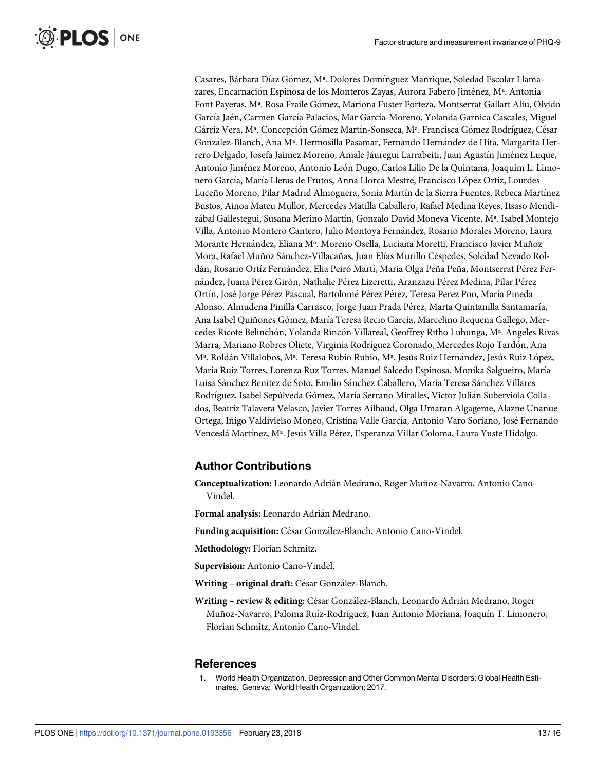Casares, Bárbara Díaz Gómez, Mª. Dolores Domínguez Manrique, Soledad Escolar Llamazares, Encarnación Espinosa de los Monteros Zayas, Aurora Fabero Jiménez, Mª. Antonia Font Payeras, Mª. Rosa Fraile Gómez, Mariona Fuster Forteza, Montserrat Gallart Aliu, Olvido García Jaén, Carmen García Palacios, Mar García-Moreno, Yolanda Garnica Cascales, Miguel Gárriz Vera, Mª. Concepción Gómez Martín-Sonseca, Mª. Francisca Gómez Rodríguez, César González-Blanch, Ana Mª. Hermosilla Pasamar, Fernando Hernández de Hita, Margarita Herrero Delgado, Josefa Jaimez Moreno, Amale Jáuregui Larrabeiti, Juan Agustín Jiménez Luque, Antonio Jiménez Moreno, Antonio León Dugo, Carlos Lillo De la Quintana, Joaquim L. Limonero García, María Lleras de Frutos, Anna Llorca Mestre, Francisco López Ortiz, Lourdes Luceño Moreno, Pilar Madrid Almoguera, Sonia Martín de la Sierra Fuentes, Rebeca Martínez Bustos, Ainoa Mateu Mullor, Mercedes Matilla Caballero, Rafael Medina Reyes, Itsaso Mendizábal Gallestegui, Susana Merino Martín, Gonzalo David Moneva Vicente, Mª. Isabel Montejo Villa, Antonio Montero Cantero, Julio Montoya Fernández, Rosario Morales Moreno, Laura Morante Hernández, Eliana Mª. Moreno Osella, Luciana Moretti, Francisco Javier Muñoz Mora, Rafael Muñoz Sánchez-Villacañas, Juan Elías Murillo Céspedes, Soledad Nevado Roldán, Rosario Ortíz Fernández, Elia Peiró Martí, María Olga Peña Peña, Montserrat Pérez Fernández, Juana Pérez Girón, Nathalie Pérez Lizeretti, Aranzazu Pérez Medina, Pilar Pérez Ortín, José Jorge Pérez Pascual, Bartolomé Pérez Pérez, Teresa Perez Poo, María Pineda Alonso, Almudena Pinilla Carrasco, Jorge Juan Prada Pérez, Marta Quintanilla Santamaría, Ana Isabel Quiñones Gómez, María Teresa Recio García, Marcelino Requena Gallego, Mercedes Ricote Belinchón, Yolanda Rincón Villareal, Geoffrey Ritho Luhunga, Mª. Ángeles Rivas Marra, Mariano Robres Oliete, Virginia Rodríguez Coronado, Mercedes Rojo Tardón, Ana Mª. Roldán Villalobos, Mª. Teresa Rubio Rubio, Mª. Jesús Ruiz Hernández, Jesús Ruiz López, María Ruiz Torres, Lorenza Ruz Torres, Manuel Salcedo Espinosa, Monika Salgueiro, María Luisa Sánchez Benitez de Soto, Emilio Sánchez Caballero, María Teresa Sánchez Villares Rodríguez, Isabel Sepúlveda Gómez, María Serrano Miralles, Victor Julián Suberviola Collados, Beatriz Talavera Velasco, Javier Torres Ailhaud, Olga Umaran Algageme, Alazne Unanue Ortega, Iñigo Valdivielso Moneo, Cristina Valle García, Antonio Varo Soriano, José Fernando Venceslá Martínez, Mª. Jesús Villa Pérez, Esperanza Villar Coloma, Laura Yuste Hidalgo.

## Author Contributions

**Conceptualization:** Leonardo Adrián Medrano, Roger Muñoz-Navarro, Antonio Cano-Vindel.

**Formal analysis:** Leonardo Adrián Medrano.

**Funding acquisition:** César González-Blanch, Antonio Cano-Vindel.

**Methodology:** Florian Schmitz.

**Supervision:** Antonio Cano-Vindel.

**Writing – original draft:** César González-Blanch.

**Writing – review & editing:** César González-Blanch, Leonardo Adrián Medrano, Roger Muñoz-Navarro, Paloma Ruíz-Rodríguez, Juan Antonio Moriana, Joaquín T. Limonero, Florian Schmitz, Antonio Cano-Vindel.

## References

1. World Health Organization. Depression and Other Common Mental Disorders: Global Health Estimates. Geneva: World Health Organization; 2017.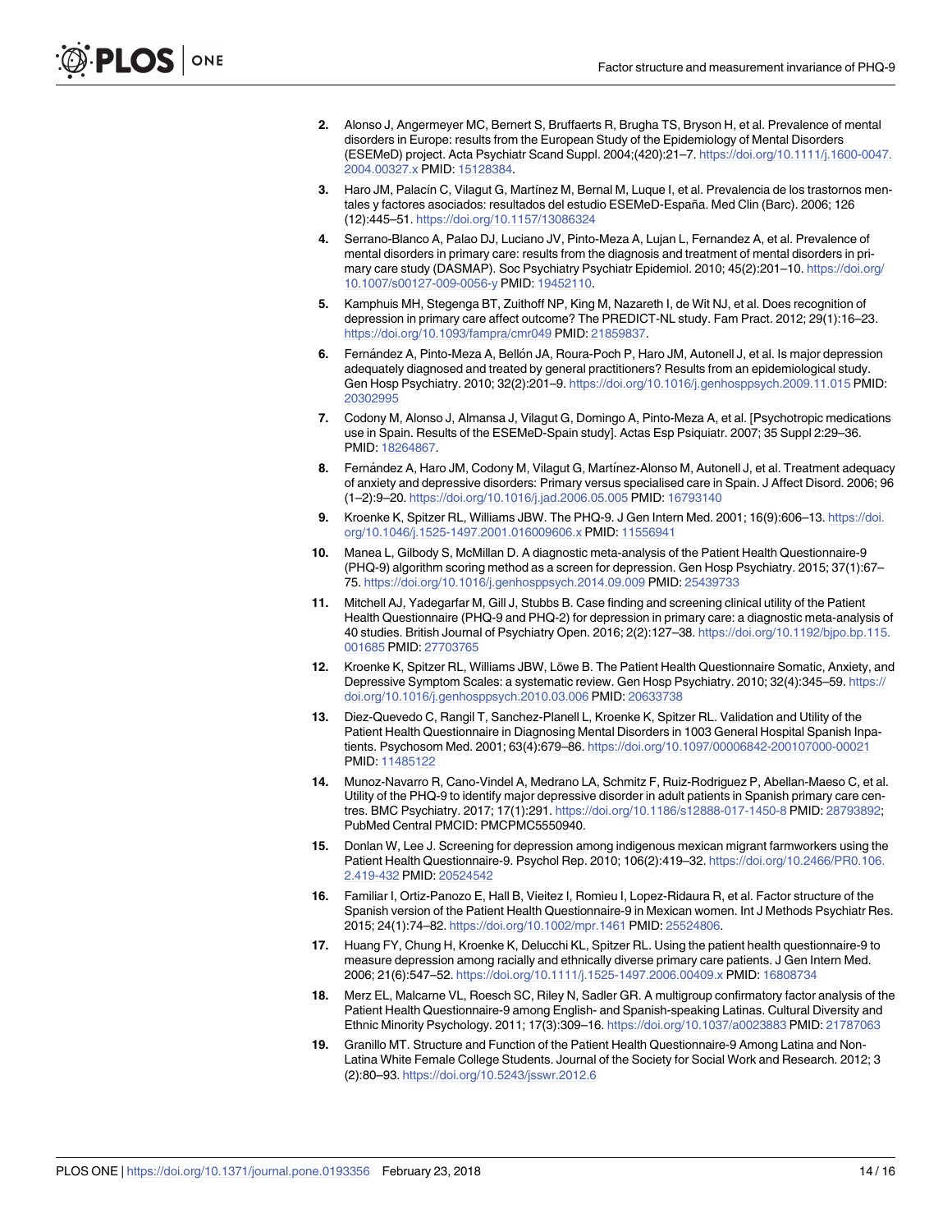2. Alonso J, Angermeyer MC, Bernert S, Bruffaerts R, Brugha TS, Bryson H, et al. Prevalence of mental disorders in Europe: results from the European Study of the Epidemiology of Mental Disorders (ESEMeD) project. Acta Psychiatr Scand Suppl. 2004;(420):21–7. https://doi.org/10.1111/j.1600-0047.2004.00327.x PMID: 15128384.

3. Haro JM, Palacín C, Vilagut G, Martínez M, Bernal M, Luque I, et al. Prevalencia de los trastornos mentales y factores asociados: resultados del estudio ESEMeD-España. Med Clin (Barc). 2006; 126 (12):445–51. https://doi.org/10.1157/13086324

4. Serrano-Blanco A, Palao DJ, Luciano JV, Pinto-Meza A, Lujan L, Fernandez A, et al. Prevalence of mental disorders in primary care: results from the diagnosis and treatment of mental disorders in primary care study (DASMAP). Soc Psychiatry Psychiatr Epidemiol. 2010; 45(2):201–10. https://doi.org/10.1007/s00127-009-0056-y PMID: 19452110.

5. Kamphuis MH, Stegenga BT, Zuithoff NP, King M, Nazareth I, de Wit NJ, et al. Does recognition of depression in primary care affect outcome? The PREDICT-NL study. Fam Pract. 2012; 29(1):16–23. https://doi.org/10.1093/fampra/cmr049 PMID: 21859837.

6. Fernández A, Pinto-Meza A, Bellón JA, Roura-Poch P, Haro JM, Autonell J, et al. Is major depression adequately diagnosed and treated by general practitioners? Results from an epidemiological study. Gen Hosp Psychiatry. 2010; 32(2):201–9. https://doi.org/10.1016/j.genhosppsych.2009.11.015 PMID: 20302995

7. Codony M, Alonso J, Almansa J, Vilagut G, Domingo A, Pinto-Meza A, et al. [Psychotropic medications use in Spain. Results of the ESEMeD-Spain study]. Actas Esp Psiquiatr. 2007; 35 Suppl 2:29–36. PMID: 18264867.

8. Fernández A, Haro JM, Codony M, Vilagut G, Martínez-Alonso M, Autonell J, et al. Treatment adequacy of anxiety and depressive disorders: Primary versus specialised care in Spain. J Affect Disord. 2006; 96 (1–2):9–20. https://doi.org/10.1016/j.jad.2006.05.005 PMID: 16793140

9. Kroenke K, Spitzer RL, Williams JBW. The PHQ-9. J Gen Intern Med. 2001; 16(9):606–13. https://doi.org/10.1046/j.1525-1497.2001.016009606.x PMID: 11556941

10. Manea L, Gilbody S, McMillan D. A diagnostic meta-analysis of the Patient Health Questionnaire-9 (PHQ-9) algorithm scoring method as a screen for depression. Gen Hosp Psychiatry. 2015; 37(1):67–75. https://doi.org/10.1016/j.genhosppsych.2014.09.009 PMID: 25439733

11. Mitchell AJ, Yadegarfar M, Gill J, Stubbs B. Case finding and screening clinical utility of the Patient Health Questionnaire (PHQ-9 and PHQ-2) for depression in primary care: a diagnostic meta-analysis of 40 studies. British Journal of Psychiatry Open. 2016; 2(2):127–38. https://doi.org/10.1192/bjpo.bp.115.001685 PMID: 27703765

12. Kroenke K, Spitzer RL, Williams JBW, Löwe B. The Patient Health Questionnaire Somatic, Anxiety, and Depressive Symptom Scales: a systematic review. Gen Hosp Psychiatry. 2010; 32(4):345–59. https://doi.org/10.1016/j.genhosppsych.2010.03.006 PMID: 20633738

13. Diez-Quevedo C, Rangil T, Sanchez-Planell L, Kroenke K, Spitzer RL. Validation and Utility of the Patient Health Questionnaire in Diagnosing Mental Disorders in 1003 General Hospital Spanish Inpatients. Psychosom Med. 2001; 63(4):679–86. https://doi.org/10.1097/00006842-200107000-00021 PMID: 11485122

14. Munoz-Navarro R, Cano-Vindel A, Medrano LA, Schmitz F, Ruiz-Rodriguez P, Abellan-Maeso C, et al. Utility of the PHQ-9 to identify major depressive disorder in adult patients in Spanish primary care centres. BMC Psychiatry. 2017; 17(1):291. https://doi.org/10.1186/s12888-017-1450-8 PMID: 28793892; PubMed Central PMCID: PMCPMC5550940.

15. Donlan W, Lee J. Screening for depression among indigenous mexican migrant farmworkers using the Patient Health Questionnaire-9. Psychol Rep. 2010; 106(2):419–32. https://doi.org/10.2466/PR0.106.2.419-432 PMID: 20524542

16. Familiar I, Ortiz-Panozo E, Hall B, Vieitez I, Romieu I, Lopez-Ridaura R, et al. Factor structure of the Spanish version of the Patient Health Questionnaire-9 in Mexican women. Int J Methods Psychiatr Res. 2015; 24(1):74–82. https://doi.org/10.1002/mpr.1461 PMID: 25524806.

17. Huang FY, Chung H, Kroenke K, Delucchi KL, Spitzer RL. Using the patient health questionnaire-9 to measure depression among racially and ethnically diverse primary care patients. J Gen Intern Med. 2006; 21(6):547–52. https://doi.org/10.1111/j.1525-1497.2006.00409.x PMID: 16808734

18. Merz EL, Malcarne VL, Roesch SC, Riley N, Sadler GR. A multigroup confirmatory factor analysis of the Patient Health Questionnaire-9 among English- and Spanish-speaking Latinas. Cultural Diversity and Ethnic Minority Psychology. 2011; 17(3):309–16. https://doi.org/10.1037/a0023883 PMID: 21787063

19. Granillo MT. Structure and Function of the Patient Health Questionnaire-9 Among Latina and Non-Latina White Female College Students. Journal of the Society for Social Work and Research. 2012; 3 (2):80–93. https://doi.org/10.5243/jsswr.2012.6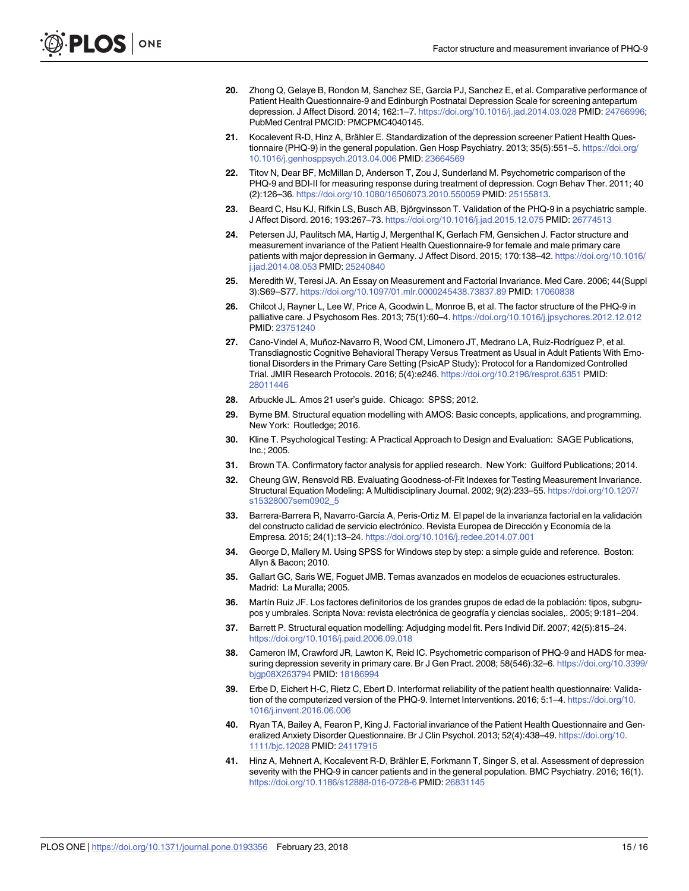20. Zhong Q, Gelaye B, Rondon M, Sanchez SE, Garcia PJ, Sanchez E, et al. Comparative performance of Patient Health Questionnaire-9 and Edinburgh Postnatal Depression Scale for screening antepartum depression. J Affect Disord. 2014; 162:1–7. https://doi.org/10.1016/j.jad.2014.03.028 PMID: 24766996; PubMed Central PMCID: PMCPMC4040145.

21. Kocalevent R-D, Hinz A, Brähler E. Standardization of the depression screener Patient Health Questionnaire (PHQ-9) in the general population. Gen Hosp Psychiatry. 2013; 35(5):551–5. https://doi.org/10.1016/j.genhosppsych.2013.04.006 PMID: 23664569

22. Titov N, Dear BF, McMillan D, Anderson T, Zou J, Sunderland M. Psychometric comparison of the PHQ-9 and BDI-II for measuring response during treatment of depression. Cogn Behav Ther. 2011; 40 (2):126–36. https://doi.org/10.1080/16506073.2010.550059 PMID: 25155813.

23. Beard C, Hsu KJ, Rifkin LS, Busch AB, Björgvinsson T. Validation of the PHQ-9 in a psychiatric sample. J Affect Disord. 2016; 193:267–73. https://doi.org/10.1016/j.jad.2015.12.075 PMID: 26774513

24. Petersen JJ, Paulitsch MA, Hartig J, Mergenthal K, Gerlach FM, Gensichen J. Factor structure and measurement invariance of the Patient Health Questionnaire-9 for female and male primary care patients with major depression in Germany. J Affect Disord. 2015; 170:138–42. https://doi.org/10.1016/j.jad.2014.08.053 PMID: 25240840

25. Meredith W, Teresi JA. An Essay on Measurement and Factorial Invariance. Med Care. 2006; 44(Suppl 3):S69–S77. https://doi.org/10.1097/01.mlr.0000245438.73837.89 PMID: 17060838

26. Chilcot J, Rayner L, Lee W, Price A, Goodwin L, Monroe B, et al. The factor structure of the PHQ-9 in palliative care. J Psychosom Res. 2013; 75(1):60–4. https://doi.org/10.1016/j.jpsychores.2012.12.012 PMID: 23751240

27. Cano-Vindel A, Muñoz-Navarro R, Wood CM, Limonero JT, Medrano LA, Ruiz-Rodríguez P, et al. Transdiagnostic Cognitive Behavioral Therapy Versus Treatment as Usual in Adult Patients With Emotional Disorders in the Primary Care Setting (PsicAP Study): Protocol for a Randomized Controlled Trial. JMIR Research Protocols. 2016; 5(4):e246. https://doi.org/10.2196/resprot.6351 PMID: 28011446

28. Arbuckle JL. Amos 21 user's guide. Chicago: SPSS; 2012.

29. Byrne BM. Structural equation modelling with AMOS: Basic concepts, applications, and programming. New York: Routledge; 2016.

30. Kline T. Psychological Testing: A Practical Approach to Design and Evaluation: SAGE Publications, Inc.; 2005.

31. Brown TA. Confirmatory factor analysis for applied research. New York: Guilford Publications; 2014.

32. Cheung GW, Rensvold RB. Evaluating Goodness-of-Fit Indexes for Testing Measurement Invariance. Structural Equation Modeling: A Multidisciplinary Journal. 2002; 9(2):233–55. https://doi.org/10.1207/s15328007sem0902_5

33. Barrera-Barrera R, Navarro-García A, Peris-Ortiz M. El papel de la invarianza factorial en la validación del constructo calidad de servicio electrónico. Revista Europea de Dirección y Economía de la Empresa. 2015; 24(1):13–24. https://doi.org/10.1016/j.redee.2014.07.001

34. George D, Mallery M. Using SPSS for Windows step by step: a simple guide and reference. Boston: Allyn & Bacon; 2010.

35. Gallart GC, Saris WE, Foguet JMB. Temas avanzados en modelos de ecuaciones estructurales. Madrid: La Muralla; 2005.

36. Martín Ruiz JF. Los factores definitorios de los grandes grupos de edad de la población: tipos, subgrupos y umbrales. Scripta Nova: revista electrónica de geografía y ciencias sociales,. 2005; 9:181–204.

37. Barrett P. Structural equation modelling: Adjudging model fit. Pers Individ Dif. 2007; 42(5):815–24. https://doi.org/10.1016/j.paid.2006.09.018

38. Cameron IM, Crawford JR, Lawton K, Reid IC. Psychometric comparison of PHQ-9 and HADS for measuring depression severity in primary care. Br J Gen Pract. 2008; 58(546):32–6. https://doi.org/10.3399/bjgp08X263794 PMID: 18186994

39. Erbe D, Eichert H-C, Rietz C, Ebert D. Interformat reliability of the patient health questionnaire: Validation of the computerized version of the PHQ-9. Internet Interventions. 2016; 5:1–4. https://doi.org/10.1016/j.invent.2016.06.006

40. Ryan TA, Bailey A, Fearon P, King J. Factorial invariance of the Patient Health Questionnaire and Generalized Anxiety Disorder Questionnaire. Br J Clin Psychol. 2013; 52(4):438–49. https://doi.org/10.1111/bjc.12028 PMID: 24117915

41. Hinz A, Mehnert A, Kocalevent R-D, Brähler E, Forkmann T, Singer S, et al. Assessment of depression severity with the PHQ-9 in cancer patients and in the general population. BMC Psychiatry. 2016; 16(1). https://doi.org/10.1186/s12888-016-0728-6 PMID: 26831145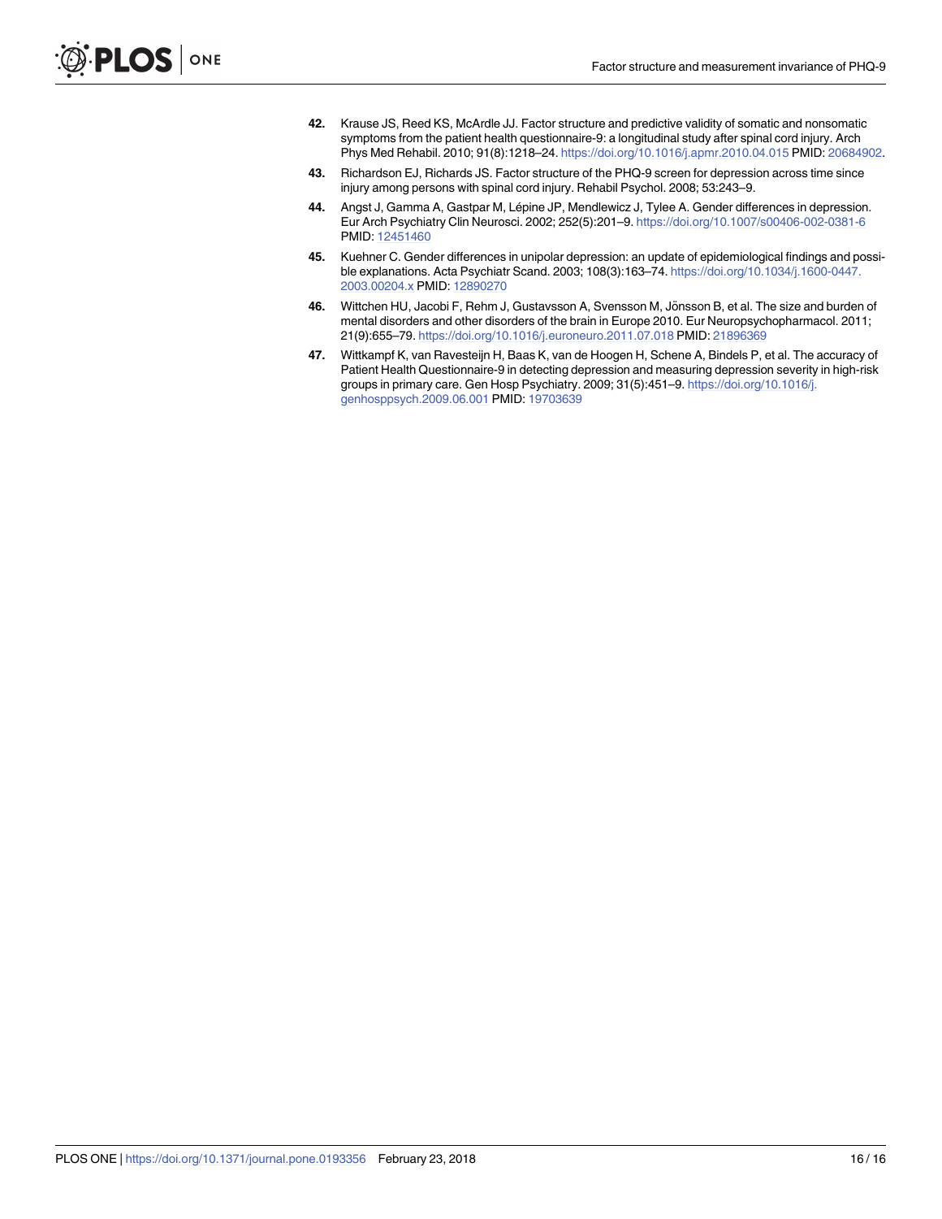42. Krause JS, Reed KS, McArdle JJ. Factor structure and predictive validity of somatic and nonsomatic symptoms from the patient health questionnaire-9: a longitudinal study after spinal cord injury. Arch Phys Med Rehabil. 2010; 91(8):1218–24. https://doi.org/10.1016/j.apmr.2010.04.015 PMID: 20684902.

43. Richardson EJ, Richards JS. Factor structure of the PHQ-9 screen for depression across time since injury among persons with spinal cord injury. Rehabil Psychol. 2008; 53:243–9.

44. Angst J, Gamma A, Gastpar M, Lépine JP, Mendlewicz J, Tylee A. Gender differences in depression. Eur Arch Psychiatry Clin Neurosci. 2002; 252(5):201–9. https://doi.org/10.1007/s00406-002-0381-6 PMID: 12451460

45. Kuehner C. Gender differences in unipolar depression: an update of epidemiological findings and possible explanations. Acta Psychiatr Scand. 2003; 108(3):163–74. https://doi.org/10.1034/j.1600-0447.2003.00204.x PMID: 12890270

46. Wittchen HU, Jacobi F, Rehm J, Gustavsson A, Svensson M, Jönsson B, et al. The size and burden of mental disorders and other disorders of the brain in Europe 2010. Eur Neuropsychopharmacol. 2011; 21(9):655–79. https://doi.org/10.1016/j.euroneuro.2011.07.018 PMID: 21896369

47. Wittkampf K, van Ravesteijn H, Baas K, van de Hoogen H, Schene A, Bindels P, et al. The accuracy of Patient Health Questionnaire-9 in detecting depression and measuring depression severity in high-risk groups in primary care. Gen Hosp Psychiatry. 2009; 31(5):451–9. https://doi.org/10.1016/j.genhosppsych.2009.06.001 PMID: 19703639